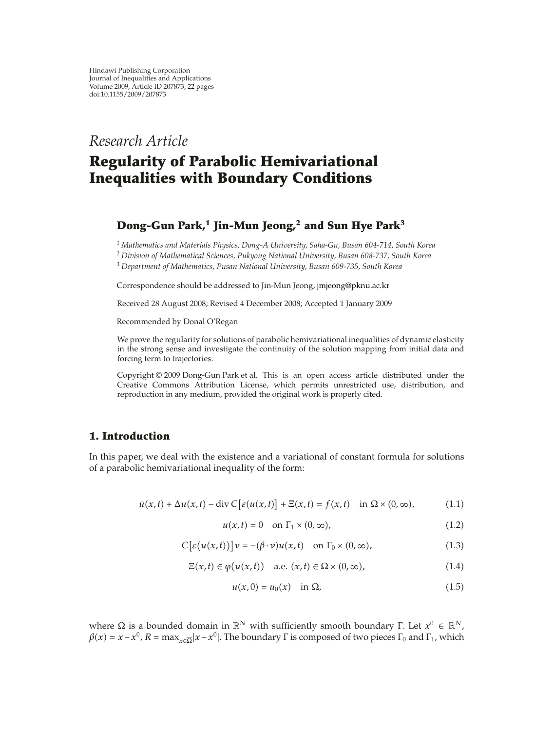Hindawi Publishing Corporation
Journal of Inequalities and Applications
Volume 2009, Article ID 207873, 22 pages
doi:10.1155/2009/207873

*Research Article*

# Regularity of Parabolic Hemivariational Inequalities with Boundary Conditions

## Dong-Gun Park,[1] Jin-Mun Jeong,[2] and Sun Hye Park[3]

[1] *Mathematics and Materials Physics, Dong-A University, Saha-Gu, Busan 604-714, South Korea*
[2] *Division of Mathematical Sciences, Pukyong National University, Busan 608-737, South Korea*
[3] *Department of Mathematics, Pusan National University, Busan 609-735, South Korea*

Correspondence should be addressed to Jin-Mun Jeong, jmjeong@pknu.ac.kr

Received 28 August 2008; Revised 4 December 2008; Accepted 1 January 2009

Recommended by Donal O'Regan

We prove the regularity for solutions of parabolic hemivariational inequalities of dynamic elasticity in the strong sense and investigate the continuity of the solution mapping from initial data and forcing term to trajectories.

Copyright © 2009 Dong-Gun Park et al. This is an open access article distributed under the Creative Commons Attribution License, which permits unrestricted use, distribution, and reproduction in any medium, provided the original work is properly cited.

## 1. Introduction

In this paper, we deal with the existence and a variational of constant formula for solutions of a parabolic hemivariational inequality of the form:

$$\dot{u}(x,t) + \Delta u(x,t) - \operatorname{div} C\big[\varepsilon(u(x,t)\big] + \Xi(x,t) = f(x,t) \quad \text{in } \Omega \times (0,\infty), \tag{1.1}$$

$$u(x,t) = 0 \quad \text{on } \Gamma_1 \times (0,\infty), \tag{1.2}$$

$$C\big[\varepsilon\big(u(x,t)\big)\big]\nu = -(\beta \cdot \nu)u(x,t) \quad \text{on } \Gamma_0 \times (0,\infty), \tag{1.3}$$

$$\Xi(x,t) \in \varphi\big(u(x,t)\big) \quad \text{a.e. } (x,t) \in \Omega \times (0,\infty), \tag{1.4}$$

$$u(x,0) = u_0(x) \quad \text{in } \Omega, \tag{1.5}$$

where $\Omega$ is a bounded domain in $\mathbb{R}^N$ with sufficiently smooth boundary $\Gamma$. Let $x^0 \in \mathbb{R}^N$, $\beta(x) = x - x^0$, $R = \max_{x\in\overline{\Omega}}|x - x^0|$. The boundary $\Gamma$ is composed of two pieces $\Gamma_0$ and $\Gamma_1$, which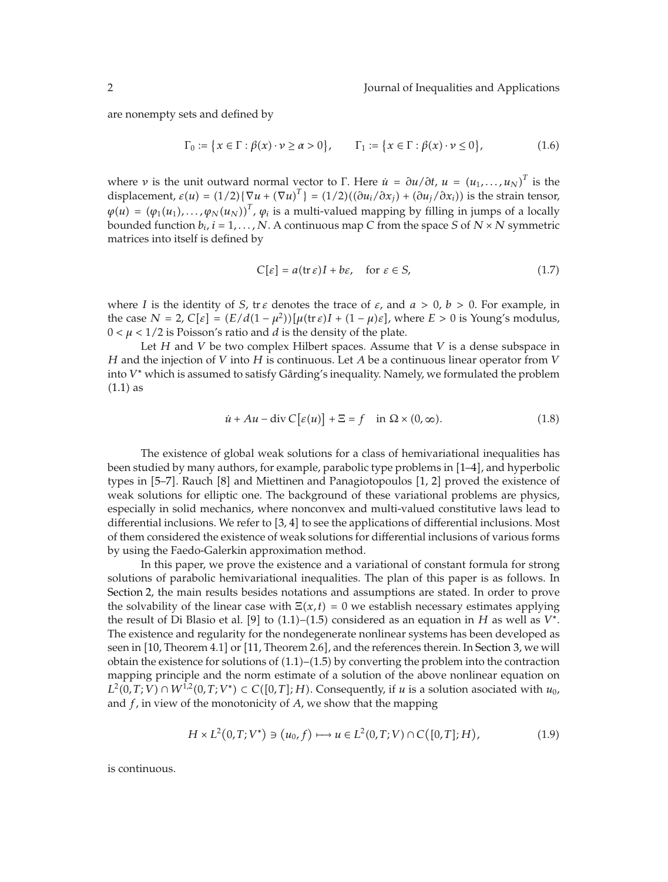are nonempty sets and defined by

$$\Gamma_0 := \{x \in \Gamma : \beta(x) \cdot \nu \geq \alpha > 0\}, \qquad \Gamma_1 := \{x \in \Gamma : \beta(x) \cdot \nu \leq 0\}, \tag{1.6}$$

where $\nu$ is the unit outward normal vector to $\Gamma$. Here $\dot{u} = \partial u / \partial t$, $u = (u_1, \ldots, u_N)^T$ is the displacement, $\varepsilon(u) = (1/2)\{\nabla u + (\nabla u)^T\} = (1/2)((\partial u_i/\partial x_j) + (\partial u_j/\partial x_i))$ is the strain tensor, $\varphi(u) = (\varphi_1(u_1), \ldots, \varphi_N(u_N))^T$, $\varphi_i$ is a multi-valued mapping by filling in jumps of a locally bounded function $b_i$, $i = 1, \ldots, N$. A continuous map $C$ from the space $S$ of $N \times N$ symmetric matrices into itself is defined by

$$C[\varepsilon] = a(\operatorname{tr} \varepsilon)I + b\varepsilon, \quad \text{for } \varepsilon \in S, \tag{1.7}$$

where $I$ is the identity of $S$, $\operatorname{tr} \varepsilon$ denotes the trace of $\varepsilon$, and $a > 0$, $b > 0$. For example, in the case $N = 2$, $C[\varepsilon] = (E/d(1 - \mu^2))[\mu(\operatorname{tr} \varepsilon)I + (1 - \mu)\varepsilon]$, where $E > 0$ is Young's modulus, $0 < \mu < 1/2$ is Poisson's ratio and $d$ is the density of the plate.

Let $H$ and $V$ be two complex Hilbert spaces. Assume that $V$ is a dense subspace in $H$ and the injection of $V$ into $H$ is continuous. Let $A$ be a continuous linear operator from $V$ into $V^*$ which is assumed to satisfy Gårding's inequality. Namely, we formulated the problem (1.1) as

$$\dot{u} + Au - \operatorname{div} C[\varepsilon(u)] + \Xi = f \quad \text{in } \Omega \times (0, \infty). \tag{1.8}$$

The existence of global weak solutions for a class of hemivariational inequalities has been studied by many authors, for example, parabolic type problems in [1–4], and hyperbolic types in [5–7]. Rauch [8] and Miettinen and Panagiotopoulos [1, 2] proved the existence of weak solutions for elliptic one. The background of these variational problems are physics, especially in solid mechanics, where nonconvex and multi-valued constitutive laws lead to differential inclusions. We refer to [3, 4] to see the applications of differential inclusions. Most of them considered the existence of weak solutions for differential inclusions of various forms by using the Faedo-Galerkin approximation method.

In this paper, we prove the existence and a variational of constant formula for strong solutions of parabolic hemivariational inequalities. The plan of this paper is as follows. In Section 2, the main results besides notations and assumptions are stated. In order to prove the solvability of the linear case with $\Xi(x,t) = 0$ we establish necessary estimates applying the result of Di Blasio et al. [9] to (1.1)–(1.5) considered as an equation in $H$ as well as $V^*$. The existence and regularity for the nondegenerate nonlinear systems has been developed as seen in [10, Theorem 4.1] or [11, Theorem 2.6], and the references therein. In Section 3, we will obtain the existence for solutions of (1.1)–(1.5) by converting the problem into the contraction mapping principle and the norm estimate of a solution of the above nonlinear equation on $L^2(0,T;V) \cap W^{1,2}(0,T;V^*) \subset C([0,T];H)$. Consequently, if $u$ is a solution asociated with $u_0$, and $f$, in view of the monotonicity of $A$, we show that the mapping

$$H \times L^2(0,T;V^*) \ni (u_0, f) \longmapsto u \in L^2(0,T;V) \cap C([0,T];H), \tag{1.9}$$

is continuous.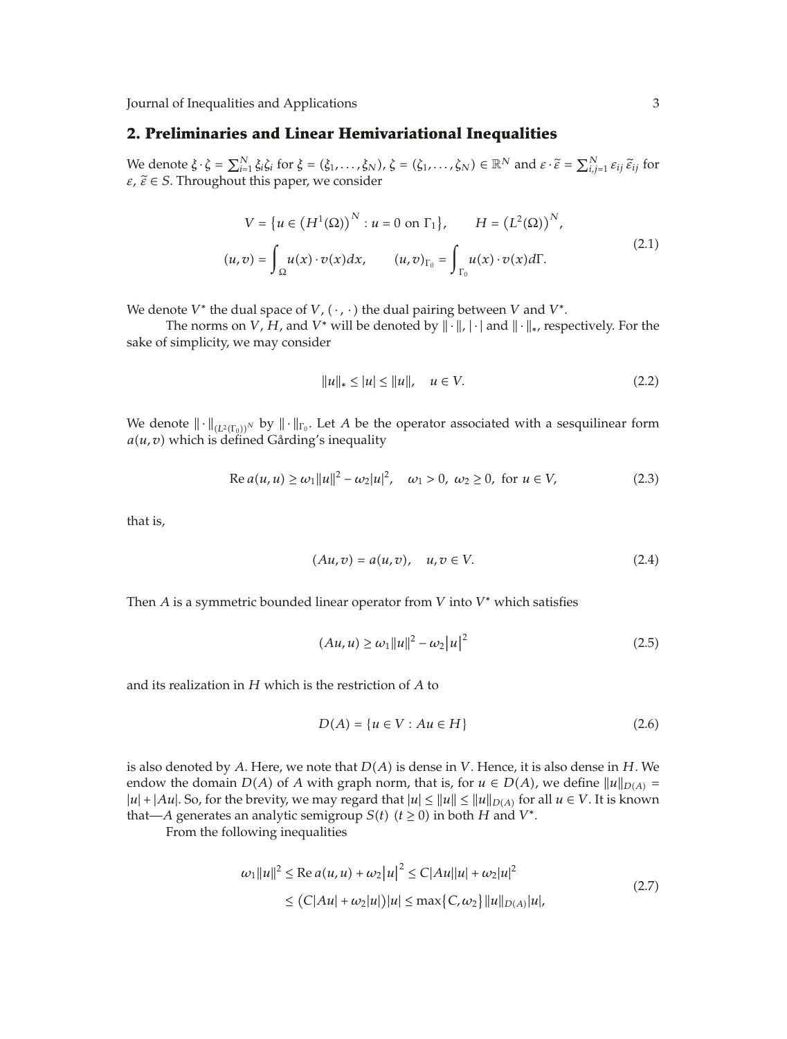## 2. Preliminaries and Linear Hemivariational Inequalities

We denote $\xi \cdot \zeta = \sum_{i=1}^{N} \xi_i \zeta_i$ for $\xi = (\xi_1, \ldots, \xi_N)$, $\zeta = (\zeta_1, \ldots, \zeta_N) \in \mathbb{R}^N$ and $\varepsilon \cdot \tilde{\varepsilon} = \sum_{i,j=1}^{N} \varepsilon_{ij} \tilde{\varepsilon}_{ij}$ for $\varepsilon, \tilde{\varepsilon} \in S$. Throughout this paper, we consider

$$
\begin{gathered}
V = \left\{ u \in \left(H^1(\Omega)\right)^N : u = 0 \text{ on } \Gamma_1 \right\}, \qquad H = \left(L^2(\Omega)\right)^N, \\
(u, v) = \int_{\Omega} u(x) \cdot v(x) dx, \qquad (u, v)_{\Gamma_0} = \int_{\Gamma_0} u(x) \cdot v(x) d\Gamma.
\end{gathered}
\tag{2.1}
$$

We denote $V^*$ the dual space of $V$, $(\cdot\,,\cdot)$ the dual pairing between $V$ and $V^*$.

The norms on $V$, $H$, and $V^*$ will be denoted by $\|\cdot\|$, $|\cdot|$ and $\|\cdot\|_*$, respectively. For the sake of simplicity, we may consider

$$
\|u\|_* \leq |u| \leq \|u\|, \quad u \in V. \tag{2.2}
$$

We denote $\|\cdot\|_{(L^2(\Gamma_0))^N}$ by $\|\cdot\|_{\Gamma_0}$. Let $A$ be the operator associated with a sesquilinear form $a(u, v)$ which is defined Gårding's inequality

$$
\operatorname{Re} a(u, u) \geq \omega_1 \|u\|^2 - \omega_2 |u|^2, \quad \omega_1 > 0,\ \omega_2 \geq 0, \text{ for } u \in V, \tag{2.3}
$$

that is,

$$
(Au, v) = a(u, v), \quad u, v \in V. \tag{2.4}
$$

Then $A$ is a symmetric bounded linear operator from $V$ into $V^*$ which satisfies

$$
(Au, u) \geq \omega_1 \|u\|^2 - \omega_2 \left|u\right|^2 \tag{2.5}
$$

and its realization in $H$ which is the restriction of $A$ to

$$
D(A) = \{u \in V : Au \in H\} \tag{2.6}
$$

is also denoted by $A$. Here, we note that $D(A)$ is dense in $V$. Hence, it is also dense in $H$. We endow the domain $D(A)$ of $A$ with graph norm, that is, for $u \in D(A)$, we define $\|u\|_{D(A)} = |u| + |Au|$. So, for the brevity, we may regard that $|u| \leq \|u\| \leq \|u\|_{D(A)}$ for all $u \in V$. It is known that—$A$ generates an analytic semigroup $S(t)$ $(t \geq 0)$ in both $H$ and $V^*$.

From the following inequalities

$$
\begin{aligned}
\omega_1 \|u\|^2 &\leq \operatorname{Re} a(u, u) + \omega_2 \left|u\right|^2 \leq C|Au||u| + \omega_2 |u|^2 \\
&\leq \left(C|Au| + \omega_2 |u|\right)|u| \leq \max\{C, \omega_2\} \|u\|_{D(A)} |u|,
\end{aligned}
\tag{2.7}
$$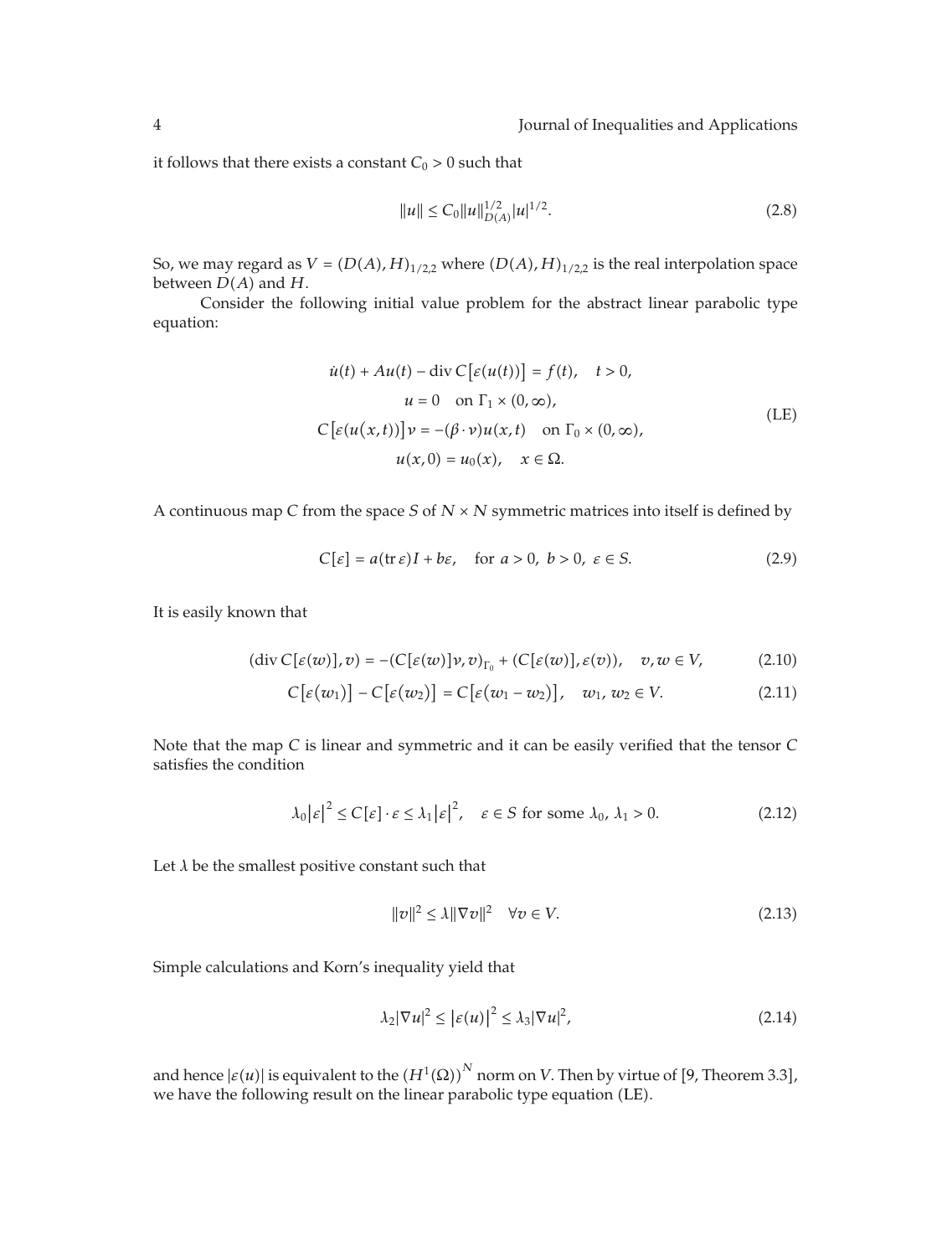it follows that there exists a constant $C_0 > 0$ such that

$$\|u\| \le C_0 \|u\|_{D(A)}^{1/2} |u|^{1/2}. \tag{2.8}$$

So, we may regard as $V = (D(A), H)_{1/2,2}$ where $(D(A), H)_{1/2,2}$ is the real interpolation space between $D(A)$ and $H$.

Consider the following initial value problem for the abstract linear parabolic type equation:

$$\begin{gathered}
\dot{u}(t) + Au(t) - \operatorname{div} C[\varepsilon(u(t))] = f(t), \quad t > 0, \\
u = 0 \quad \text{on } \Gamma_1 \times (0, \infty), \\
C[\varepsilon(u(x,t))]\nu = -(\beta \cdot \nu) u(x,t) \quad \text{on } \Gamma_0 \times (0, \infty), \\
u(x, 0) = u_0(x), \quad x \in \Omega.
\end{gathered} \tag{LE}$$

A continuous map $C$ from the space $S$ of $N \times N$ symmetric matrices into itself is defined by

$$C[\varepsilon] = a(\operatorname{tr} \varepsilon) I + b\varepsilon, \quad \text{for } a > 0,\ b > 0,\ \varepsilon \in S. \tag{2.9}$$

It is easily known that

$$(\operatorname{div} C[\varepsilon(w)], v) = -(C[\varepsilon(w)]\nu, v)_{\Gamma_0} + (C[\varepsilon(w)], \varepsilon(v)), \quad v, w \in V, \tag{2.10}$$

$$C[\varepsilon(w_1)] - C[\varepsilon(w_2)] = C[\varepsilon(w_1 - w_2)], \quad w_1, w_2 \in V. \tag{2.11}$$

Note that the map $C$ is linear and symmetric and it can be easily verified that the tensor $C$ satisfies the condition

$$\lambda_0 |\varepsilon|^2 \le C[\varepsilon] \cdot \varepsilon \le \lambda_1 |\varepsilon|^2, \quad \varepsilon \in S \text{ for some } \lambda_0,\ \lambda_1 > 0. \tag{2.12}$$

Let $\lambda$ be the smallest positive constant such that

$$\|v\|^2 \le \lambda \|\nabla v\|^2 \quad \forall v \in V. \tag{2.13}$$

Simple calculations and Korn's inequality yield that

$$\lambda_2 |\nabla u|^2 \le |\varepsilon(u)|^2 \le \lambda_3 |\nabla u|^2, \tag{2.14}$$

and hence $|\varepsilon(u)|$ is equivalent to the $(H^1(\Omega))^N$ norm on $V$. Then by virtue of [9, Theorem 3.3], we have the following result on the linear parabolic type equation (LE).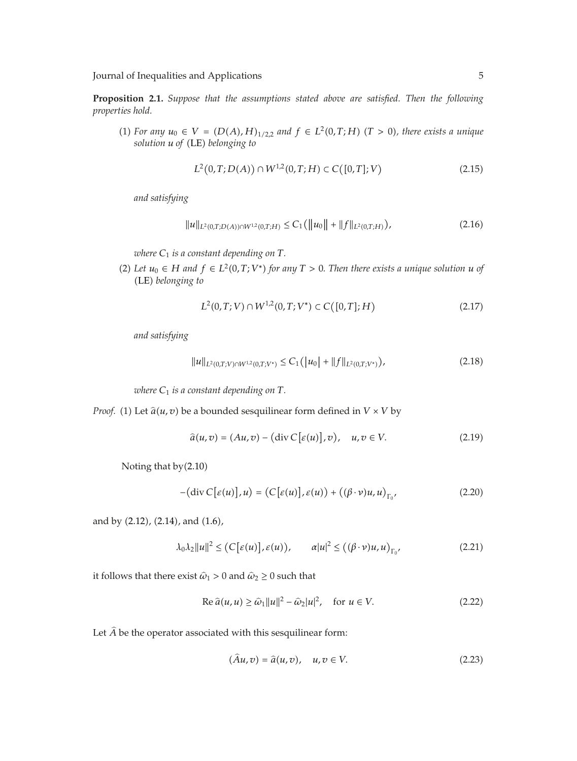**Proposition 2.1.** *Suppose that the assumptions stated above are satisfied. Then the following properties hold.*

(1) *For any $u_0 \in V = (D(A), H)_{1/2,2}$ and $f \in L^2(0,T;H)$ $(T > 0)$, there exists a unique solution $u$ of* (LE) *belonging to*

$$L^2(0,T;D(A)) \cap W^{1,2}(0,T;H) \subset C([0,T];V) \tag{2.15}$$

*and satisfying*

$$\|u\|_{L^2(0,T;D(A)) \cap W^{1,2}(0,T;H)} \le C_1 \left( \|u_0\| + \|f\|_{L^2(0,T;H)} \right), \tag{2.16}$$

*where $C_1$ is a constant depending on $T$.*

(2) *Let $u_0 \in H$ and $f \in L^2(0,T;V^*)$ for any $T > 0$. Then there exists a unique solution $u$ of* (LE) *belonging to*

$$L^2(0,T;V) \cap W^{1,2}(0,T;V^*) \subset C([0,T];H) \tag{2.17}$$

*and satisfying*

$$\|u\|_{L^2(0,T;V) \cap W^{1,2}(0,T;V^*)} \le C_1 \left( |u_0| + \|f\|_{L^2(0,T;V^*)} \right), \tag{2.18}$$

*where $C_1$ is a constant depending on $T$.*

*Proof.* (1) Let $\widehat{a}(u,v)$ be a bounded sesquilinear form defined in $V \times V$ by

$$\widehat{a}(u,v) = (Au, v) - (\operatorname{div} C[\varepsilon(u)], v), \quad u, v \in V. \tag{2.19}$$

Noting that by(2.10)

$$-(\operatorname{div} C[\varepsilon(u)], u) = (C[\varepsilon(u)], \varepsilon(u)) + ((\beta \cdot \nu)u, u)_{\Gamma_0}, \tag{2.20}$$

and by (2.12), (2.14), and (1.6),

$$\lambda_0 \lambda_2 \|u\|^2 \le (C[\varepsilon(u)], \varepsilon(u)), \qquad \alpha |u|^2 \le ((\beta \cdot \nu)u, u)_{\Gamma_0}, \tag{2.21}$$

it follows that there exist $\widehat{\omega}_1 > 0$ and $\widehat{\omega}_2 \ge 0$ such that

$$\operatorname{Re} \widehat{a}(u,u) \ge \widehat{\omega}_1 \|u\|^2 - \widehat{\omega}_2 |u|^2, \quad \text{for } u \in V. \tag{2.22}$$

Let $\widehat{A}$ be the operator associated with this sesquilinear form:

$$(\widehat{A}u, v) = \widehat{a}(u,v), \quad u, v \in V. \tag{2.23}$$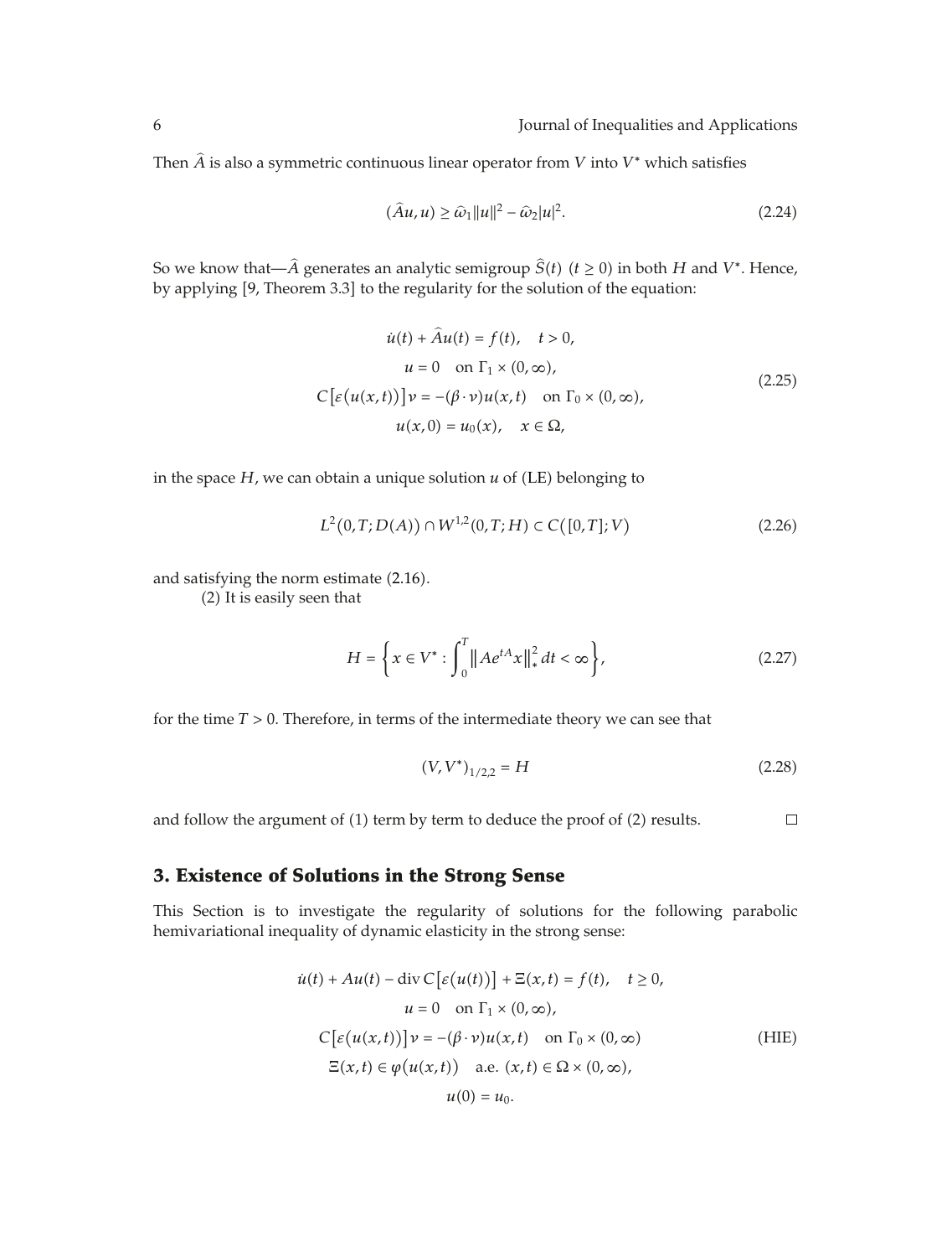Then $\widehat{A}$ is also a symmetric continuous linear operator from $V$ into $V^*$ which satisfies

$$(\widehat{A}u, u) \geq \widehat{\omega}_1 \|u\|^2 - \widehat{\omega}_2 |u|^2. \tag{2.24}$$

So we know that—$\widehat{A}$ generates an analytic semigroup $\widehat{S}(t)$ $(t \geq 0)$ in both $H$ and $V^*$. Hence, by applying [9, Theorem 3.3] to the regularity for the solution of the equation:

$$\begin{gathered}
\dot{u}(t) + \widehat{A}u(t) = f(t), \quad t > 0, \\
u = 0 \quad \text{on } \Gamma_1 \times (0, \infty), \\
C\left[\varepsilon\left(u(x,t)\right)\right]\nu = -(\beta \cdot \nu)u(x,t) \quad \text{on } \Gamma_0 \times (0, \infty), \\
u(x, 0) = u_0(x), \quad x \in \Omega,
\end{gathered} \tag{2.25}$$

in the space $H$, we can obtain a unique solution $u$ of (LE) belonging to

$$L^2(0, T; D(A)) \cap W^{1,2}(0, T; H) \subset C([0, T]; V) \tag{2.26}$$

and satisfying the norm estimate (2.16).

(2) It is easily seen that

$$H = \left\{ x \in V^* : \int_0^T \left\| A e^{tA} x \right\|_*^2 dt < \infty \right\}, \tag{2.27}$$

for the time $T > 0$. Therefore, in terms of the intermediate theory we can see that

$$(V, V^*)_{1/2,2} = H \tag{2.28}$$

and follow the argument of (1) term by term to deduce the proof of (2) results. □

## 3. Existence of Solutions in the Strong Sense

This Section is to investigate the regularity of solutions for the following parabolic hemivariational inequality of dynamic elasticity in the strong sense:

$$\begin{gathered}
\dot{u}(t) + Au(t) - \operatorname{div} C\left[\varepsilon\left(u(t)\right)\right] + \Xi(x,t) = f(t), \quad t \geq 0, \\
u = 0 \quad \text{on } \Gamma_1 \times (0, \infty), \\
C\left[\varepsilon\left(u(x,t)\right)\right]\nu = -(\beta \cdot \nu)u(x,t) \quad \text{on } \Gamma_0 \times (0, \infty) \\
\Xi(x,t) \in \varphi\left(u(x,t)\right) \quad \text{a.e. } (x,t) \in \Omega \times (0, \infty), \\
u(0) = u_0.
\end{gathered} \tag{HIE}$$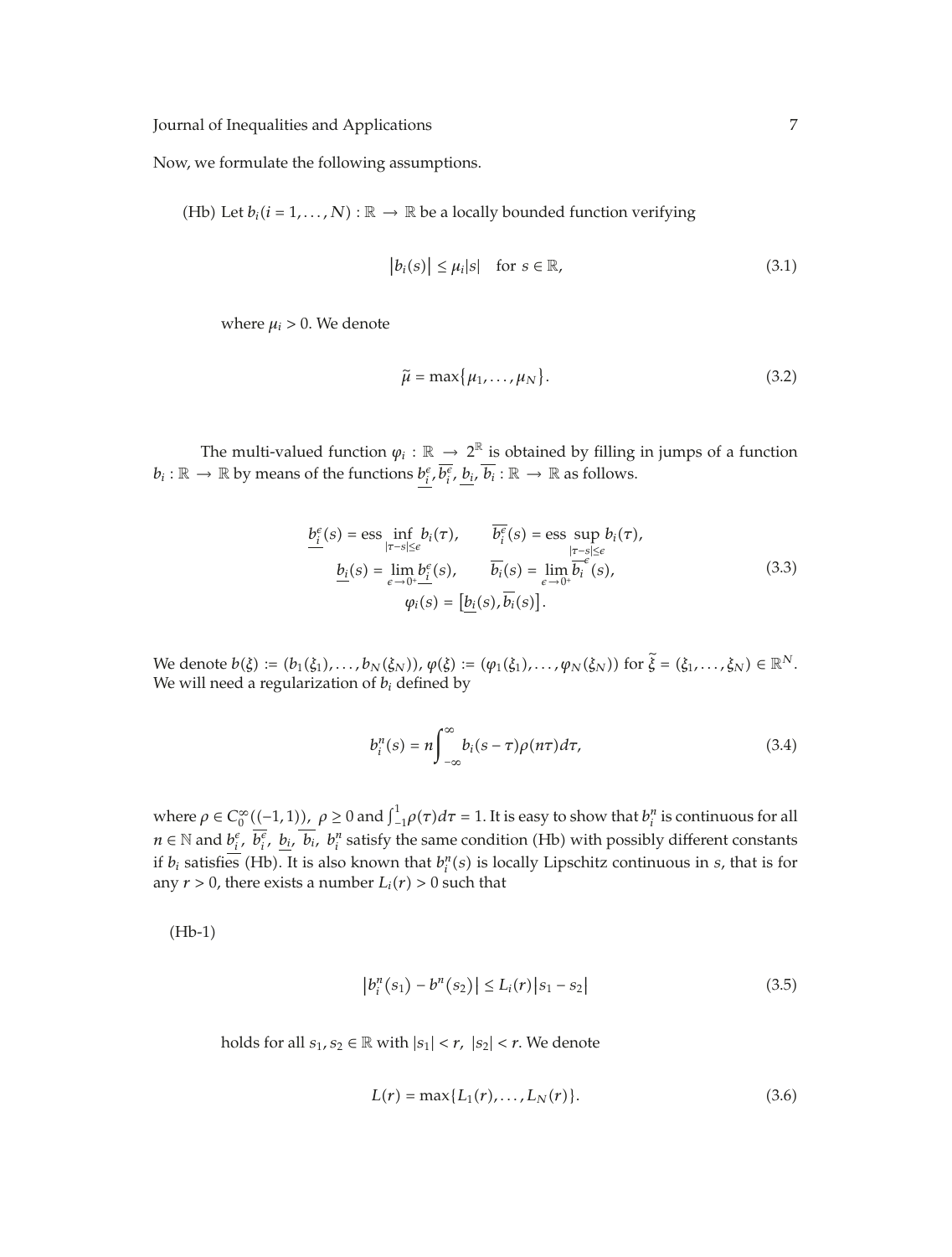Now, we formulate the following assumptions.

(Hb) Let $b_i (i = 1, \ldots, N) : \mathbb{R} \to \mathbb{R}$ be a locally bounded function verifying

$$\left| b_i(s) \right| \leq \mu_i |s| \quad \text{for } s \in \mathbb{R}, \tag{3.1}$$

where $\mu_i > 0$. We denote

$$\tilde{\mu} = \max\{\mu_1, \ldots, \mu_N\}. \tag{3.2}$$

The multi-valued function $\varphi_i : \mathbb{R} \to 2^{\mathbb{R}}$ is obtained by filling in jumps of a function $b_i : \mathbb{R} \to \mathbb{R}$ by means of the functions $\underline{b_i^\epsilon}, \overline{b_i^\epsilon}, \underline{b_i}, \overline{b_i} : \mathbb{R} \to \mathbb{R}$ as follows.

$$\begin{gathered}
\underline{b_i^\epsilon}(s) = \operatorname{ess} \inf_{|\tau - s| \leq \epsilon} b_i(\tau), \qquad \overline{b_i^\epsilon}(s) = \operatorname{ess} \sup_{|\tau - s| \leq \epsilon} b_i(\tau), \\
\underline{b_i}(s) = \lim_{\epsilon \to 0^+} \underline{b_i^\epsilon}(s), \qquad \overline{b_i}(s) = \lim_{\epsilon \to 0^+} \overline{b_i^\epsilon}(s), \\
\varphi_i(s) = \left[ \underline{b_i}(s), \overline{b_i}(s) \right].
\end{gathered} \tag{3.3}$$

We denote $b(\xi) := (b_1(\xi_1), \ldots, b_N(\xi_N))$, $\varphi(\xi) := (\varphi_1(\xi_1), \ldots, \varphi_N(\xi_N))$ for $\tilde{\xi} = (\xi_1, \ldots, \xi_N) \in \mathbb{R}^N$. We will need a regularization of $b_i$ defined by

$$b_i^n(s) = n \int_{-\infty}^{\infty} b_i(s - \tau) \rho(n\tau) d\tau, \tag{3.4}$$

where $\rho \in C_0^\infty((-1, 1))$, $\rho \geq 0$ and $\int_{-1}^{1} \rho(\tau) d\tau = 1$. It is easy to show that $b_i^n$ is continuous for all $n \in \mathbb{N}$ and $\underline{b_i^\epsilon}$, $\overline{b_i^\epsilon}$, $\underline{b_i}$, $\overline{b_i}$, $b_i^n$ satisfy the same condition (Hb) with possibly different constants if $b_i$ satisfies (Hb). It is also known that $b_i^n(s)$ is locally Lipschitz continuous in $s$, that is for any $r > 0$, there exists a number $L_i(r) > 0$ such that

(Hb-1)

$$\left| b_i^n(s_1) - b^n(s_2) \right| \leq L_i(r) \left| s_1 - s_2 \right| \tag{3.5}$$

holds for all $s_1, s_2 \in \mathbb{R}$ with $|s_1| < r$, $|s_2| < r$. We denote

$$L(r) = \max\{L_1(r), \ldots, L_N(r)\}. \tag{3.6}$$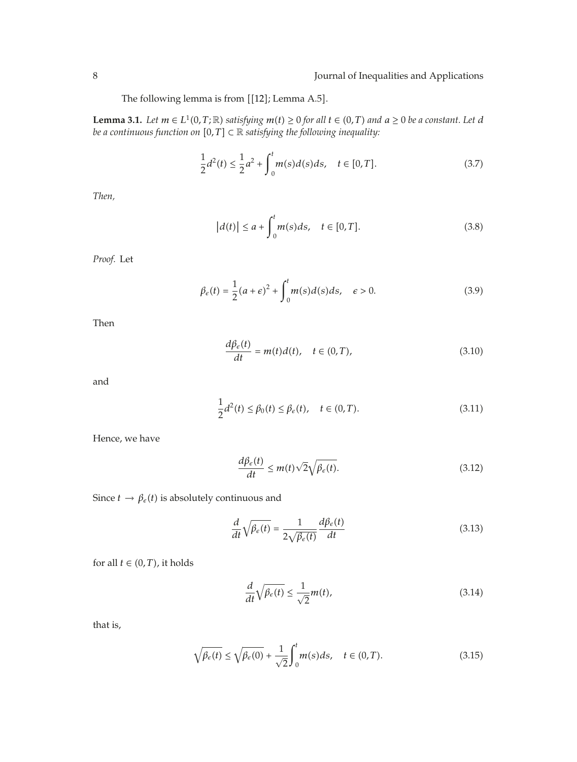The following lemma is from [[12]; Lemma A.5].

**Lemma 3.1.** *Let $m \in L^1(0,T;\mathbb{R})$ satisfying $m(t) \geq 0$ for all $t \in (0,T)$ and $a \geq 0$ be a constant. Let $d$ be a continuous function on $[0,T] \subset \mathbb{R}$ satisfying the following inequality:*

$$\frac{1}{2}d^2(t) \leq \frac{1}{2}a^2 + \int_0^t m(s)d(s)ds, \quad t \in [0,T]. \tag{3.7}$$

*Then,*

$$|d(t)| \leq a + \int_0^t m(s)ds, \quad t \in [0,T]. \tag{3.8}$$

*Proof.* Let

$$\beta_\epsilon(t) = \frac{1}{2}(a+\epsilon)^2 + \int_0^t m(s)d(s)ds, \quad \epsilon > 0. \tag{3.9}$$

Then

$$\frac{d\beta_\epsilon(t)}{dt} = m(t)d(t), \quad t \in (0,T), \tag{3.10}$$

and

$$\frac{1}{2}d^2(t) \leq \beta_0(t) \leq \beta_\epsilon(t), \quad t \in (0,T). \tag{3.11}$$

Hence, we have

$$\frac{d\beta_\epsilon(t)}{dt} \leq m(t)\sqrt{2}\sqrt{\beta_\epsilon(t)}. \tag{3.12}$$

Since $t \to \beta_\epsilon(t)$ is absolutely continuous and

$$\frac{d}{dt}\sqrt{\beta_\epsilon(t)} = \frac{1}{2\sqrt{\beta_\epsilon(t)}}\frac{d\beta_\epsilon(t)}{dt} \tag{3.13}$$

for all $t \in (0,T)$, it holds

$$\frac{d}{dt}\sqrt{\beta_\epsilon(t)} \leq \frac{1}{\sqrt{2}}m(t), \tag{3.14}$$

that is,

$$\sqrt{\beta_\epsilon(t)} \leq \sqrt{\beta_\epsilon(0)} + \frac{1}{\sqrt{2}}\int_0^t m(s)ds, \quad t \in (0,T). \tag{3.15}$$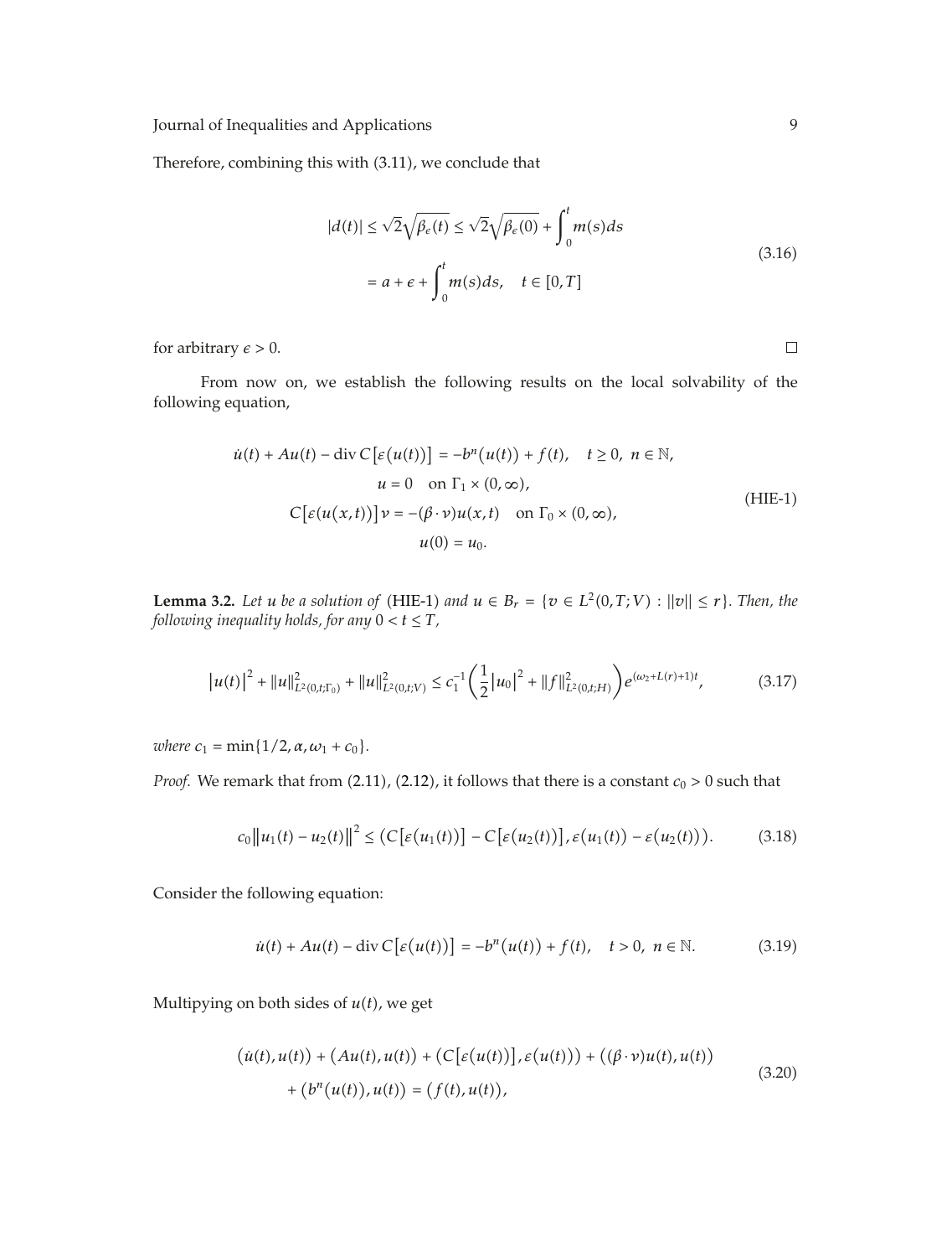Therefore, combining this with (3.11), we conclude that

$$
\begin{aligned}
|d(t)| &\leq \sqrt{2}\sqrt{\beta_\epsilon(t)} \leq \sqrt{2}\sqrt{\beta_\epsilon(0)} + \int_0^t m(s)ds \\
&= a + \epsilon + \int_0^t m(s)ds, \quad t \in [0, T]
\end{aligned}
\tag{3.16}
$$

for arbitrary $\epsilon > 0$. □

From now on, we establish the following results on the local solvability of the following equation,

$$
\begin{gathered}
\dot{u}(t) + Au(t) - \operatorname{div} C[\varepsilon(u(t))] = -b^n(u(t)) + f(t), \quad t \geq 0, \ n \in \mathbb{N}, \\
u = 0 \quad \text{on } \Gamma_1 \times (0, \infty), \\
C[\varepsilon(u(x,t))]\nu = -(\beta \cdot \nu)u(x,t) \quad \text{on } \Gamma_0 \times (0, \infty), \\
u(0) = u_0.
\end{gathered}
\tag{HIE-1}
$$

**Lemma 3.2.** *Let $u$ be a solution of* (HIE-1) *and $u \in B_r = \{v \in L^2(0,T;V) : \|v\| \leq r\}$. Then, the following inequality holds, for any $0 < t \leq T$,*

$$
|u(t)|^2 + \|u\|^2_{L^2(0,t;\Gamma_0)} + \|u\|^2_{L^2(0,t;V)} \leq c_1^{-1}\left(\frac{1}{2}|u_0|^2 + \|f\|^2_{L^2(0,t;H)}\right)e^{(\omega_2 + L(r) + 1)t},
\tag{3.17}
$$

*where $c_1 = \min\{1/2, \alpha, \omega_1 + c_0\}$.*

*Proof.* We remark that from (2.11), (2.12), it follows that there is a constant $c_0 > 0$ such that

$$
c_0\|u_1(t) - u_2(t)\|^2 \leq (C[\varepsilon(u_1(t))] - C[\varepsilon(u_2(t))], \varepsilon(u_1(t)) - \varepsilon(u_2(t))).
\tag{3.18}
$$

Consider the following equation:

$$
\dot{u}(t) + Au(t) - \operatorname{div} C[\varepsilon(u(t))] = -b^n(u(t)) + f(t), \quad t > 0, \ n \in \mathbb{N}.
\tag{3.19}
$$

Multipying on both sides of $u(t)$, we get

$$
\begin{aligned}
&(\dot{u}(t), u(t)) + (Au(t), u(t)) + (C[\varepsilon(u(t))], \varepsilon(u(t))) + ((\beta \cdot \nu)u(t), u(t)) \\
&\quad + (b^n(u(t)), u(t)) = (f(t), u(t)),
\end{aligned}
\tag{3.20}
$$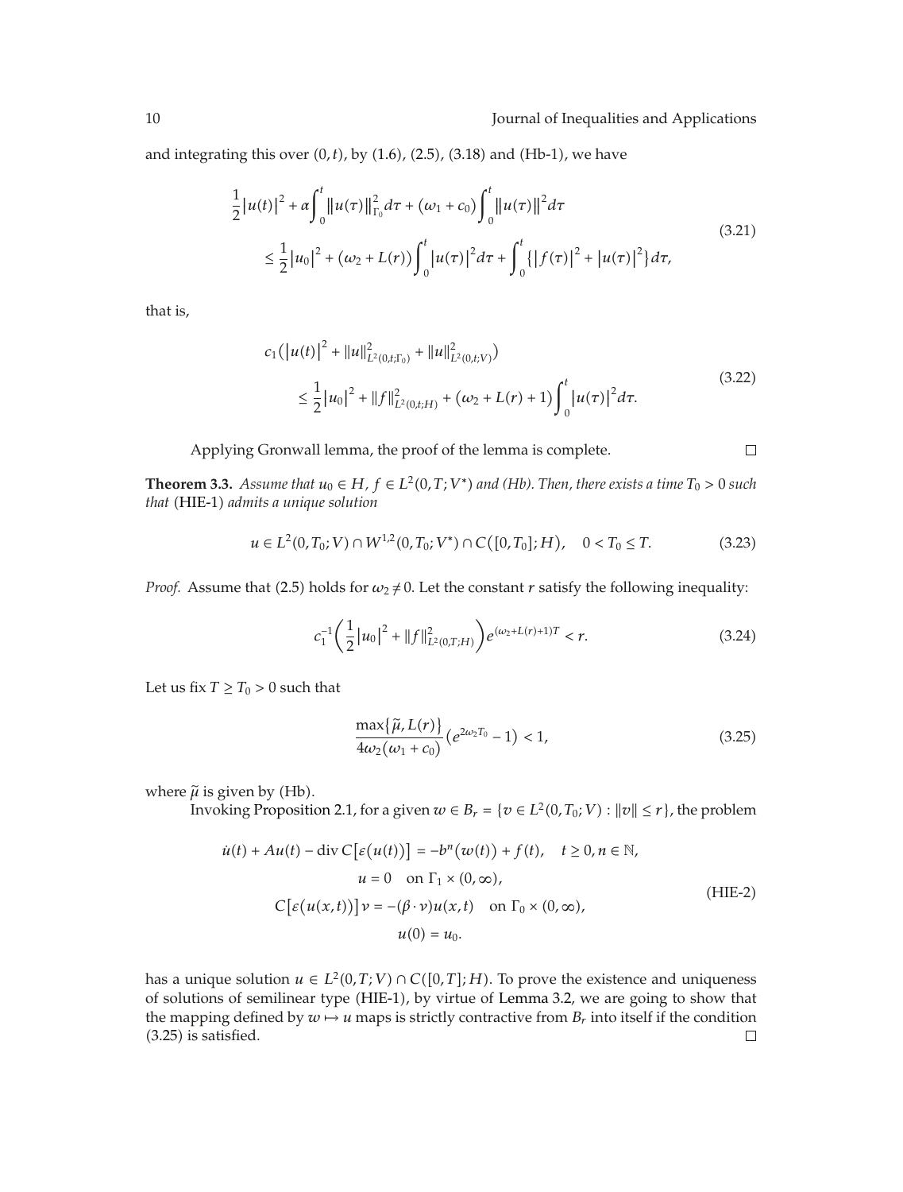and integrating this over $(0, t)$, by (1.6), (2.5), (3.18) and (Hb-1), we have

$$
\begin{aligned}
&\frac{1}{2}|u(t)|^2 + \alpha\int_0^t \|u(\tau)\|_{\Gamma_0}^2 d\tau + (\omega_1 + c_0)\int_0^t \|u(\tau)\|^2 d\tau \\
&\quad \le \frac{1}{2}|u_0|^2 + (\omega_2 + L(r))\int_0^t |u(\tau)|^2 d\tau + \int_0^t \left\{|f(\tau)|^2 + |u(\tau)|^2\right\} d\tau,
\end{aligned}
\tag{3.21}
$$

that is,

$$
\begin{aligned}
&c_1\left(|u(t)|^2 + \|u\|_{L^2(0,t;\Gamma_0)}^2 + \|u\|_{L^2(0,t;V)}^2\right) \\
&\quad \le \frac{1}{2}|u_0|^2 + \|f\|_{L^2(0,t;H)}^2 + (\omega_2 + L(r) + 1)\int_0^t |u(\tau)|^2 d\tau.
\end{aligned}
\tag{3.22}
$$

Applying Gronwall lemma, the proof of the lemma is complete. □

**Theorem 3.3.** *Assume that $u_0 \in H$, $f \in L^2(0, T; V^*)$ and (Hb). Then, there exists a time $T_0 > 0$ such that* (HIE-1) *admits a unique solution*

$$
u \in L^2(0, T_0; V) \cap W^{1,2}(0, T_0; V^*) \cap C([0, T_0]; H), \quad 0 < T_0 \le T. \tag{3.23}
$$

*Proof.* Assume that (2.5) holds for $\omega_2 \ne 0$. Let the constant $r$ satisfy the following inequality:

$$
c_1^{-1}\left(\frac{1}{2}|u_0|^2 + \|f\|_{L^2(0,T;H)}^2\right) e^{(\omega_2 + L(r) + 1)T} < r. \tag{3.24}
$$

Let us fix $T \ge T_0 > 0$ such that

$$
\frac{\max\{\tilde{\mu}, L(r)\}}{4\omega_2(\omega_1 + c_0)}\left(e^{2\omega_2 T_0} - 1\right) < 1, \tag{3.25}
$$

where $\tilde{\mu}$ is given by (Hb).

Invoking Proposition 2.1, for a given $w \in B_r = \{v \in L^2(0, T_0; V) : \|v\| \le r\}$, the problem

$$
\begin{aligned}
\dot{u}(t) + Au(t) - \operatorname{div} C[\varepsilon(u(t))] &= -b^n(w(t)) + f(t), \quad t \ge 0, n \in \mathbb{N}, \\
u &= 0 \quad \text{on } \Gamma_1 \times (0, \infty), \\
C[\varepsilon(u(x,t))]\nu &= -(\beta \cdot \nu)u(x,t) \quad \text{on } \Gamma_0 \times (0, \infty), \\
u(0) &= u_0.
\end{aligned}
\tag{HIE-2}
$$

has a unique solution $u \in L^2(0, T; V) \cap C([0, T]; H)$. To prove the existence and uniqueness of solutions of semilinear type (HIE-1), by virtue of Lemma 3.2, we are going to show that the mapping defined by $w \mapsto u$ maps is strictly contractive from $B_r$ into itself if the condition (3.25) is satisfied. □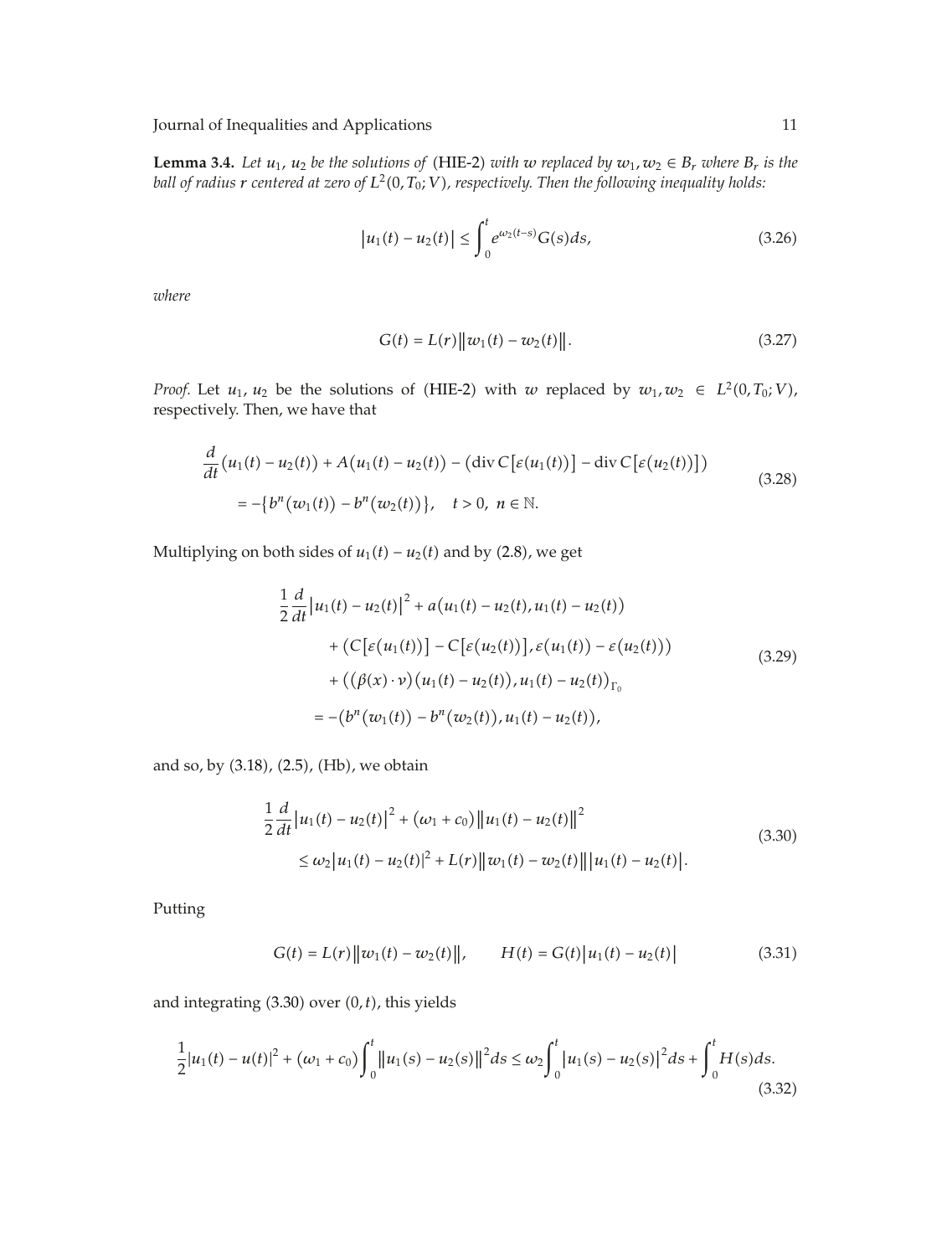**Lemma 3.4.** *Let $u_1$, $u_2$ be the solutions of* (HIE-2) *with $w$ replaced by $w_1, w_2 \in B_r$ where $B_r$ is the ball of radius $r$ centered at zero of $L^2(0, T_0; V)$, respectively. Then the following inequality holds:*

$$\left|u_1(t) - u_2(t)\right| \leq \int_0^t e^{\omega_2(t-s)} G(s) ds, \tag{3.26}$$

*where*

$$G(t) = L(r)\left\|w_1(t) - w_2(t)\right\|. \tag{3.27}$$

*Proof.* Let $u_1$, $u_2$ be the solutions of (HIE-2) with $w$ replaced by $w_1, w_2 \in L^2(0, T_0; V)$, respectively. Then, we have that

$$\begin{aligned}
&\frac{d}{dt}\left(u_1(t) - u_2(t)\right) + A\left(u_1(t) - u_2(t)\right) - \left(\operatorname{div} C\left[\varepsilon\left(u_1(t)\right)\right] - \operatorname{div} C\left[\varepsilon\left(u_2(t)\right)\right]\right) \\
&\quad = -\left\{b^n\left(w_1(t)\right) - b^n\left(w_2(t)\right)\right\}, \quad t > 0, \ n \in \mathbb{N}.
\end{aligned} \tag{3.28}$$

Multiplying on both sides of $u_1(t) - u_2(t)$ and by (2.8), we get

$$\begin{aligned}
\frac{1}{2}\frac{d}{dt}\left|u_1(t) - u_2(t)\right|^2 &+ a\left(u_1(t) - u_2(t), u_1(t) - u_2(t)\right) \\
&+ \left(C\left[\varepsilon\left(u_1(t)\right)\right] - C\left[\varepsilon\left(u_2(t)\right)\right], \varepsilon\left(u_1(t)\right) - \varepsilon\left(u_2(t)\right)\right) \\
&+ \left(\left(\beta(x) \cdot \nu\right)\left(u_1(t) - u_2(t)\right), u_1(t) - u_2(t)\right)_{\Gamma_0} \\
&= -\left(b^n\left(w_1(t)\right) - b^n\left(w_2(t)\right), u_1(t) - u_2(t)\right),
\end{aligned} \tag{3.29}$$

and so, by (3.18), (2.5), (Hb), we obtain

$$\begin{aligned}
&\frac{1}{2}\frac{d}{dt}\left|u_1(t) - u_2(t)\right|^2 + \left(\omega_1 + c_0\right)\left\|u_1(t) - u_2(t)\right\|^2 \\
&\quad \leq \omega_2\left|u_1(t) - u_2(t)\right|^2 + L(r)\left\|w_1(t) - w_2(t)\right\|\left|u_1(t) - u_2(t)\right|.
\end{aligned} \tag{3.30}$$

Putting

$$G(t) = L(r)\left\|w_1(t) - w_2(t)\right\|, \qquad H(t) = G(t)\left|u_1(t) - u_2(t)\right| \tag{3.31}$$

and integrating (3.30) over $(0, t)$, this yields

$$\frac{1}{2}\left|u_1(t) - u(t)\right|^2 + \left(\omega_1 + c_0\right)\int_0^t \left\|u_1(s) - u_2(s)\right\|^2 ds \leq \omega_2 \int_0^t \left|u_1(s) - u_2(s)\right|^2 ds + \int_0^t H(s) ds. \tag{3.32}$$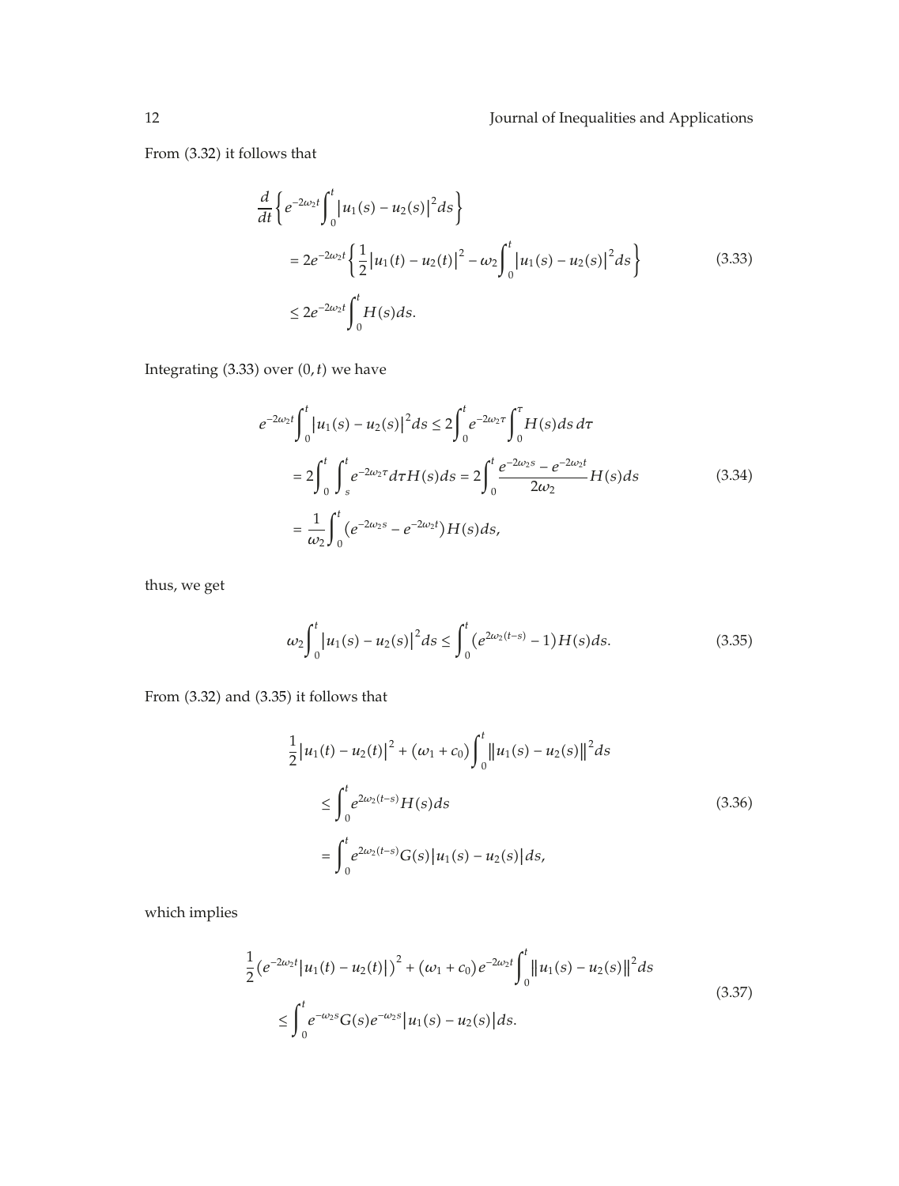From (3.32) it follows that

$$
\begin{aligned}
&\frac{d}{dt}\left\{ e^{-2\omega_2 t}\int_0^t \left|u_1(s)-u_2(s)\right|^2 ds \right\} \\
&\quad = 2e^{-2\omega_2 t}\left\{ \frac{1}{2}\left|u_1(t)-u_2(t)\right|^2 - \omega_2 \int_0^t \left|u_1(s)-u_2(s)\right|^2 ds \right\} \\
&\quad \le 2e^{-2\omega_2 t}\int_0^t H(s)ds.
\end{aligned}
\tag{3.33}
$$

Integrating (3.33) over $(0,t)$ we have

$$
\begin{aligned}
e^{-2\omega_2 t}\int_0^t \left|u_1(s)-u_2(s)\right|^2 ds &\le 2\int_0^t e^{-2\omega_2 \tau}\int_0^\tau H(s)ds\, d\tau \\
&= 2\int_0^t \int_s^t e^{-2\omega_2 \tau} d\tau H(s)ds = 2\int_0^t \frac{e^{-2\omega_2 s}-e^{-2\omega_2 t}}{2\omega_2} H(s)ds \\
&= \frac{1}{\omega_2}\int_0^t \left(e^{-2\omega_2 s}-e^{-2\omega_2 t}\right) H(s)ds,
\end{aligned}
\tag{3.34}
$$

thus, we get

$$
\omega_2 \int_0^t \left|u_1(s)-u_2(s)\right|^2 ds \le \int_0^t \left(e^{2\omega_2 (t-s)}-1\right) H(s)ds.
\tag{3.35}
$$

From (3.32) and (3.35) it follows that

$$
\begin{aligned}
&\frac{1}{2}\left|u_1(t)-u_2(t)\right|^2 + (\omega_1 + c_0)\int_0^t \left\|u_1(s)-u_2(s)\right\|^2 ds \\
&\quad \le \int_0^t e^{2\omega_2 (t-s)} H(s)ds \\
&\quad = \int_0^t e^{2\omega_2 (t-s)} G(s)\left|u_1(s)-u_2(s)\right| ds,
\end{aligned}
\tag{3.36}
$$

which implies

$$
\begin{aligned}
&\frac{1}{2}\left(e^{-2\omega_2 t}\left|u_1(t)-u_2(t)\right|\right)^2 + (\omega_1 + c_0) e^{-2\omega_2 t}\int_0^t \left\|u_1(s)-u_2(s)\right\|^2 ds \\
&\quad \le \int_0^t e^{-\omega_2 s} G(s) e^{-\omega_2 s}\left|u_1(s)-u_2(s)\right| ds.
\end{aligned}
\tag{3.37}
$$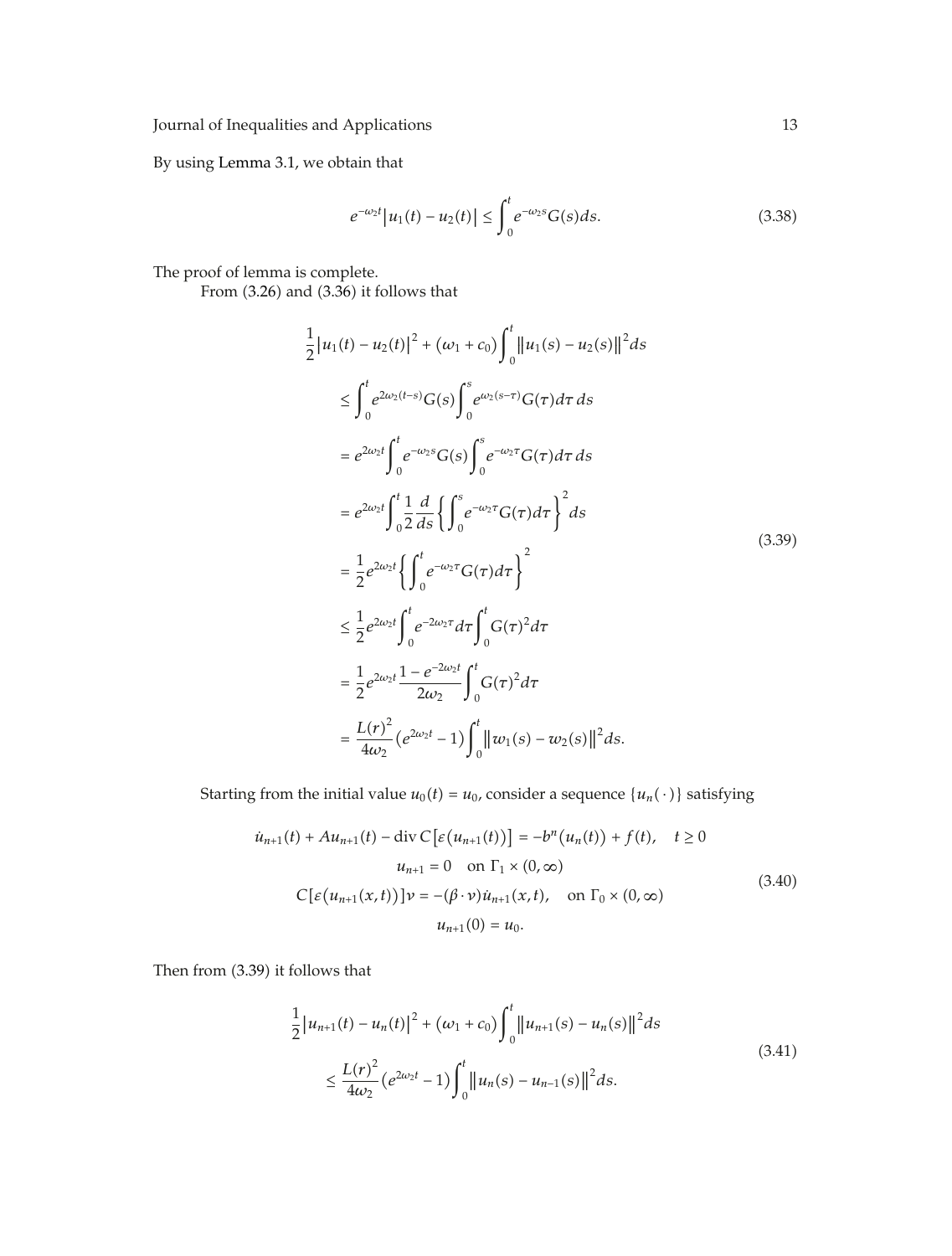By using Lemma 3.1, we obtain that

$$e^{-\omega_2 t}\left|u_1(t) - u_2(t)\right| \le \int_0^t e^{-\omega_2 s} G(s)\,ds. \tag{3.38}$$

The proof of lemma is complete.

From (3.26) and (3.36) it follows that

$$\begin{aligned}
&\frac{1}{2}\left|u_1(t) - u_2(t)\right|^2 + (\omega_1 + c_0)\int_0^t \left\|u_1(s) - u_2(s)\right\|^2 ds \\
&\quad\le \int_0^t e^{2\omega_2(t-s)} G(s) \int_0^s e^{\omega_2(s-\tau)} G(\tau)\,d\tau\,ds \\
&\quad= e^{2\omega_2 t}\int_0^t e^{-\omega_2 s} G(s) \int_0^s e^{-\omega_2 \tau} G(\tau)\,d\tau\,ds \\
&\quad= e^{2\omega_2 t}\int_0^t \frac{1}{2}\frac{d}{ds}\left\{\int_0^s e^{-\omega_2 \tau} G(\tau)\,d\tau\right\}^2 ds \\
&\quad= \frac{1}{2}e^{2\omega_2 t}\left\{\int_0^t e^{-\omega_2 \tau} G(\tau)\,d\tau\right\}^2 \\
&\quad\le \frac{1}{2}e^{2\omega_2 t}\int_0^t e^{-2\omega_2 \tau}\,d\tau \int_0^t G(\tau)^2\,d\tau \\
&\quad= \frac{1}{2}e^{2\omega_2 t}\frac{1 - e^{-2\omega_2 t}}{2\omega_2}\int_0^t G(\tau)^2\,d\tau \\
&\quad= \frac{L(r)^2}{4\omega_2}\left(e^{2\omega_2 t} - 1\right)\int_0^t \left\|w_1(s) - w_2(s)\right\|^2 ds.
\end{aligned} \tag{3.39}$$

Starting from the initial value $u_0(t) = u_0$, consider a sequence $\{u_n(\cdot)\}$ satisfying

$$\begin{gathered}
\dot{u}_{n+1}(t) + Au_{n+1}(t) - \operatorname{div} C\left[\varepsilon\left(u_{n+1}(t)\right)\right] = -b^n\left(u_n(t)\right) + f(t), \quad t \ge 0 \\
u_{n+1} = 0 \quad \text{on } \Gamma_1 \times (0, \infty) \\
C\left[\varepsilon\left(u_{n+1}(x,t)\right)\right]\nu = -(\beta\cdot\nu)\dot{u}_{n+1}(x,t), \quad \text{on } \Gamma_0 \times (0, \infty) \\
u_{n+1}(0) = u_0.
\end{gathered} \tag{3.40}$$

Then from (3.39) it follows that

$$\begin{aligned}
&\frac{1}{2}\left|u_{n+1}(t) - u_n(t)\right|^2 + (\omega_1 + c_0)\int_0^t \left\|u_{n+1}(s) - u_n(s)\right\|^2 ds \\
&\quad\le \frac{L(r)^2}{4\omega_2}\left(e^{2\omega_2 t} - 1\right)\int_0^t \left\|u_n(s) - u_{n-1}(s)\right\|^2 ds.
\end{aligned} \tag{3.41}$$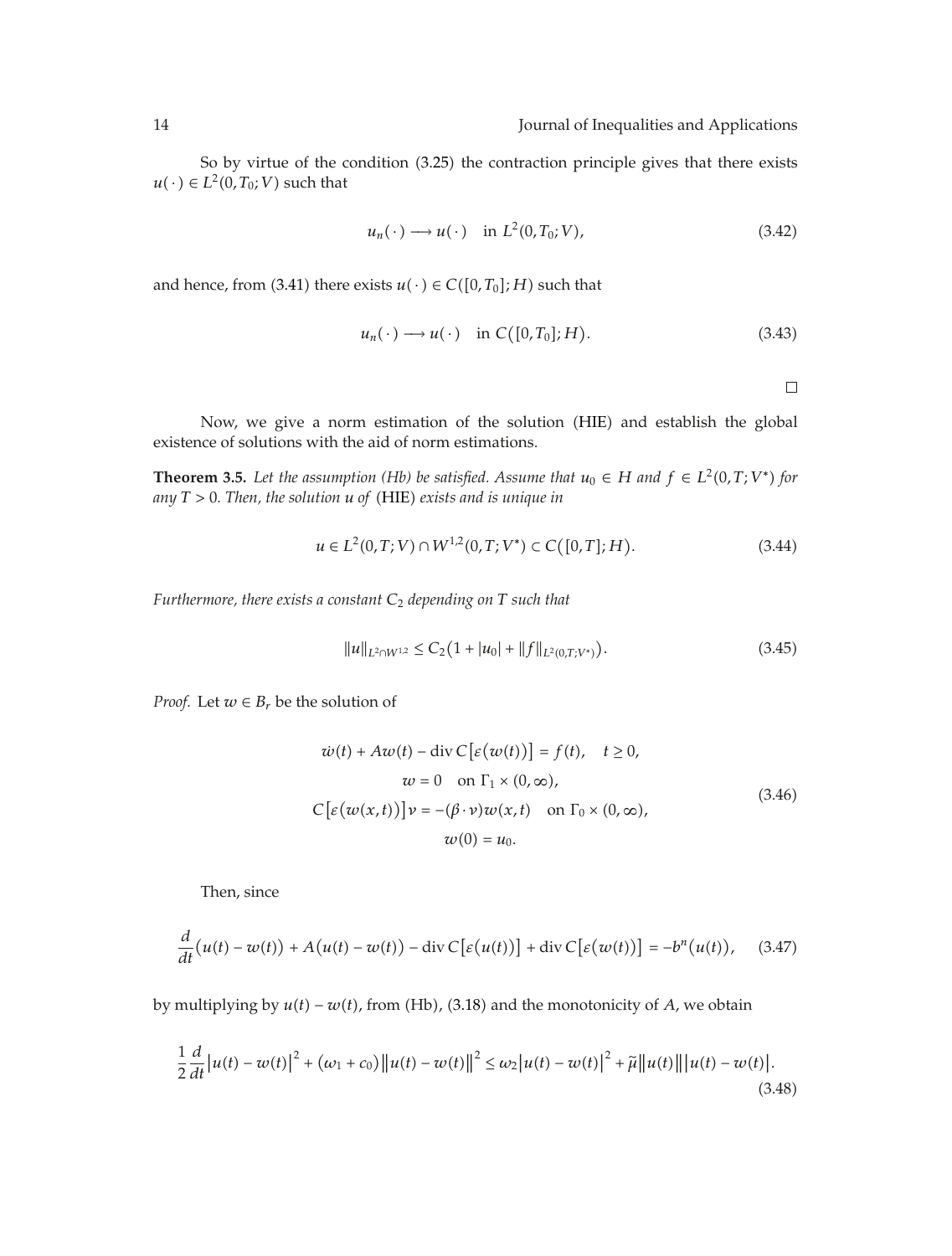So by virtue of the condition (3.25) the contraction principle gives that there exists $u(\cdot) \in L^2(0, T_0; V)$ such that

$$u_n(\cdot) \longrightarrow u(\cdot) \quad \text{in } L^2(0, T_0; V), \tag{3.42}$$

and hence, from (3.41) there exists $u(\cdot) \in C([0, T_0]; H)$ such that

$$u_n(\cdot) \longrightarrow u(\cdot) \quad \text{in } C([0, T_0]; H). \tag{3.43}$$

□

Now, we give a norm estimation of the solution (HIE) and establish the global existence of solutions with the aid of norm estimations.

**Theorem 3.5.** *Let the assumption (Hb) be satisfied. Assume that $u_0 \in H$ and $f \in L^2(0, T; V^*)$ for any $T > 0$. Then, the solution $u$ of* (HIE) *exists and is unique in*

$$u \in L^2(0, T; V) \cap W^{1,2}(0, T; V^*) \subset C([0, T]; H). \tag{3.44}$$

*Furthermore, there exists a constant $C_2$ depending on $T$ such that*

$$\|u\|_{L^2 \cap W^{1,2}} \leq C_2 \left(1 + |u_0| + \|f\|_{L^2(0,T;V^*)}\right). \tag{3.45}$$

*Proof.* Let $w \in B_r$ be the solution of

$$\begin{gathered}
\dot{w}(t) + Aw(t) - \operatorname{div} C[\varepsilon(w(t))] = f(t), \quad t \geq 0, \\
w = 0 \quad \text{on } \Gamma_1 \times (0, \infty), \\
C[\varepsilon(w(x,t))]\nu = -(\beta \cdot \nu) w(x,t) \quad \text{on } \Gamma_0 \times (0, \infty), \\
w(0) = u_0.
\end{gathered} \tag{3.46}$$

Then, since

$$\frac{d}{dt}(u(t) - w(t)) + A(u(t) - w(t)) - \operatorname{div} C[\varepsilon(u(t))] + \operatorname{div} C[\varepsilon(w(t))] = -b^n(u(t)), \tag{3.47}$$

by multiplying by $u(t) - w(t)$, from (Hb), (3.18) and the monotonicity of $A$, we obtain

$$\frac{1}{2}\frac{d}{dt}|u(t) - w(t)|^2 + (\omega_1 + c_0)\|u(t) - w(t)\|^2 \leq \omega_2 |u(t) - w(t)|^2 + \widetilde{\mu}\|u(t)\||u(t) - w(t)|. \tag{3.48}$$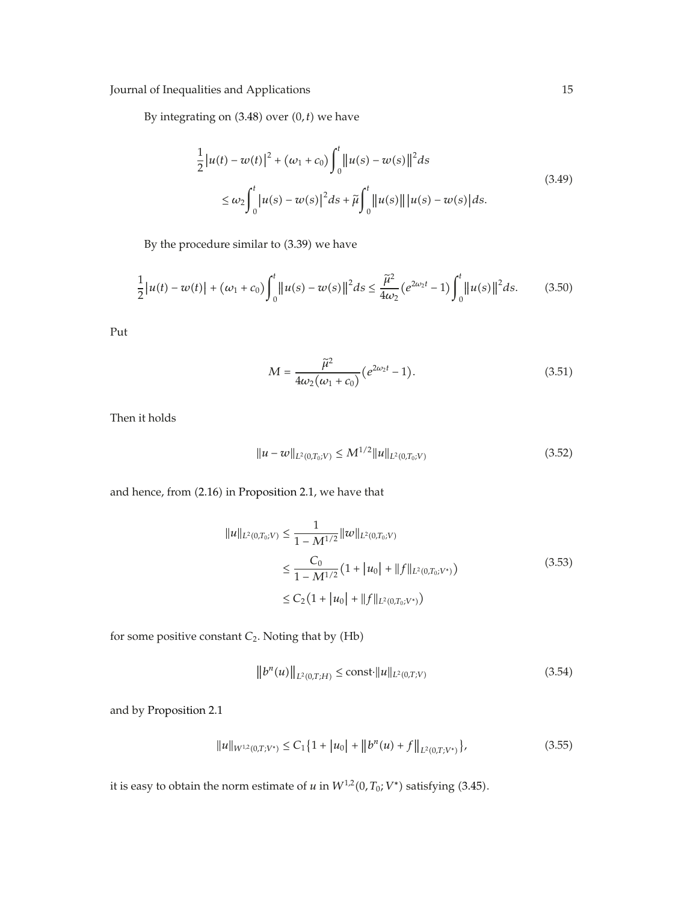By integrating on (3.48) over $(0, t)$ we have

$$\frac{1}{2}\left|u(t) - w(t)\right|^2 + (\omega_1 + c_0)\int_0^t \left\|u(s) - w(s)\right\|^2 ds \\ \leq \omega_2 \int_0^t \left|u(s) - w(s)\right|^2 ds + \tilde{\mu}\int_0^t \left\|u(s)\right\| \left|u(s) - w(s)\right| ds. \tag{3.49}$$

By the procedure similar to (3.39) we have

$$\frac{1}{2}\left|u(t) - w(t)\right| + (\omega_1 + c_0)\int_0^t \left\|u(s) - w(s)\right\|^2 ds \leq \frac{\tilde{\mu}^2}{4\omega_2}\left(e^{2\omega_2 t} - 1\right)\int_0^t \left\|u(s)\right\|^2 ds. \tag{3.50}$$

Put

$$M = \frac{\tilde{\mu}^2}{4\omega_2(\omega_1 + c_0)}\left(e^{2\omega_2 t} - 1\right). \tag{3.51}$$

Then it holds

$$\|u - w\|_{L^2(0,T_0;V)} \leq M^{1/2}\|u\|_{L^2(0,T_0;V)} \tag{3.52}$$

and hence, from (2.16) in Proposition 2.1, we have that

$$\begin{aligned}
\|u\|_{L^2(0,T_0;V)} &\leq \frac{1}{1 - M^{1/2}}\|w\|_{L^2(0,T_0;V)} \\
&\leq \frac{C_0}{1 - M^{1/2}}\left(1 + |u_0| + \|f\|_{L^2(0,T_0;V^*)}\right) \\
&\leq C_2\left(1 + |u_0| + \|f\|_{L^2(0,T_0;V^*)}\right)
\end{aligned} \tag{3.53}$$

for some positive constant $C_2$. Noting that by (Hb)

$$\left\|b^n(u)\right\|_{L^2(0,T;H)} \leq \text{const}\cdot\|u\|_{L^2(0,T;V)} \tag{3.54}$$

and by Proposition 2.1

$$\|u\|_{W^{1,2}(0,T;V^*)} \leq C_1\left\{1 + |u_0| + \left\|b^n(u) + f\right\|_{L^2(0,T;V^*)}\right\}, \tag{3.55}$$

it is easy to obtain the norm estimate of $u$ in $W^{1,2}(0, T_0; V^*)$ satisfying (3.45).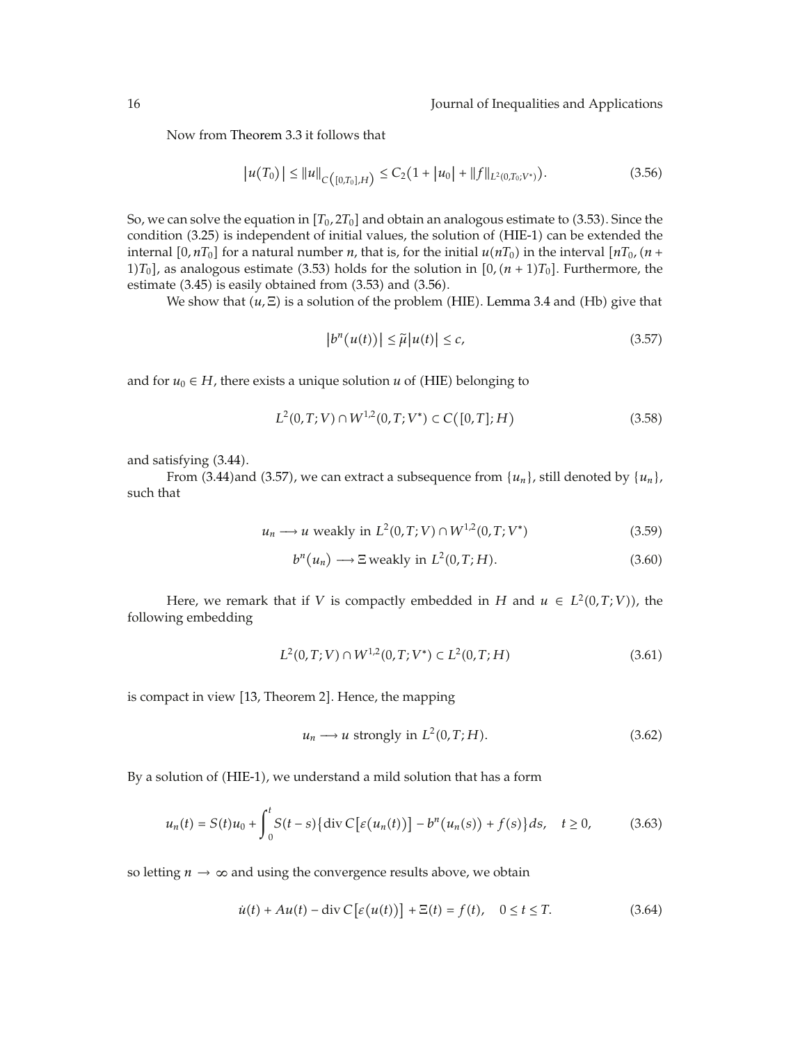Now from Theorem 3.3 it follows that

$$\left|u(T_0)\right| \le \|u\|_{C([0,T_0],H)} \le C_2\left(1 + |u_0| + \|f\|_{L^2(0,T_0;V^*)}\right). \tag{3.56}$$

So, we can solve the equation in $[T_0, 2T_0]$ and obtain an analogous estimate to (3.53). Since the condition (3.25) is independent of initial values, the solution of (HIE-1) can be extended the internal $[0, nT_0]$ for a natural number $n$, that is, for the initial $u(nT_0)$ in the interval $[nT_0, (n+1)T_0]$, as analogous estimate (3.53) holds for the solution in $[0, (n+1)T_0]$. Furthermore, the estimate (3.45) is easily obtained from (3.53) and (3.56).

We show that $(u, \Xi)$ is a solution of the problem (HIE). Lemma 3.4 and (Hb) give that

$$\left|b^n(u(t))\right| \le \tilde{\mu}\left|u(t)\right| \le c, \tag{3.57}$$

and for $u_0 \in H$, there exists a unique solution $u$ of (HIE) belonging to

$$L^2(0,T;V) \cap W^{1,2}(0,T;V^*) \subset C([0,T];H) \tag{3.58}$$

and satisfying (3.44).

From (3.44)and (3.57), we can extract a subsequence from $\{u_n\}$, still denoted by $\{u_n\}$, such that

$$u_n \longrightarrow u \text{ weakly in } L^2(0,T;V) \cap W^{1,2}(0,T;V^*) \tag{3.59}$$

$$b^n(u_n) \longrightarrow \Xi \text{ weakly in } L^2(0,T;H). \tag{3.60}$$

Here, we remark that if $V$ is compactly embedded in $H$ and $u \in L^2(0,T;V))$, the following embedding

$$L^2(0,T;V) \cap W^{1,2}(0,T;V^*) \subset L^2(0,T;H) \tag{3.61}$$

is compact in view [13, Theorem 2]. Hence, the mapping

$$u_n \longrightarrow u \text{ strongly in } L^2(0,T;H). \tag{3.62}$$

By a solution of (HIE-1), we understand a mild solution that has a form

$$u_n(t) = S(t)u_0 + \int_0^t S(t-s)\left\{\operatorname{div} C\left[\varepsilon(u_n(t))\right] - b^n(u_n(s)) + f(s)\right\}ds, \quad t \ge 0, \tag{3.63}$$

so letting $n \to \infty$ and using the convergence results above, we obtain

$$\dot{u}(t) + Au(t) - \operatorname{div} C\left[\varepsilon(u(t))\right] + \Xi(t) = f(t), \quad 0 \le t \le T. \tag{3.64}$$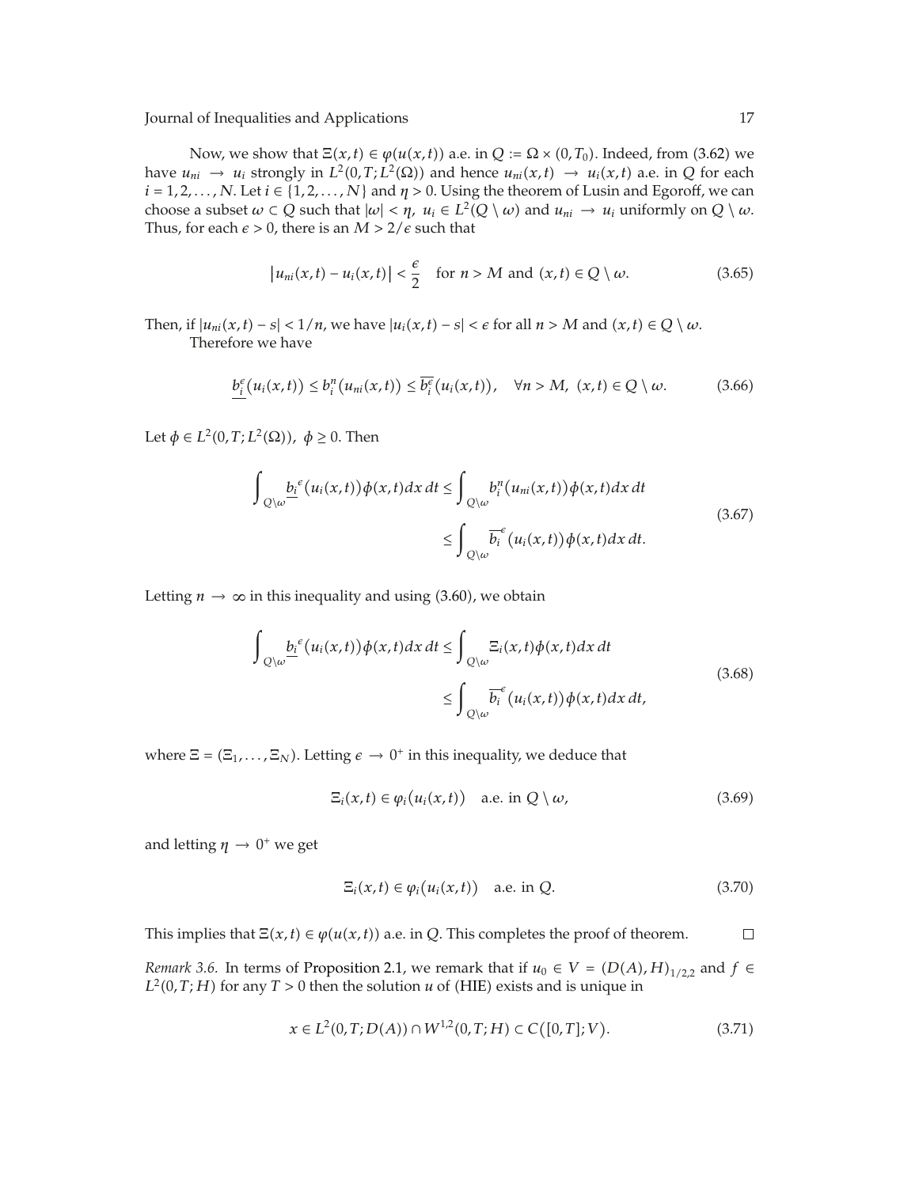Now, we show that $\Xi(x,t) \in \varphi(u(x,t))$ a.e. in $Q := \Omega \times (0,T_0)$. Indeed, from (3.62) we have $u_{ni} \to u_i$ strongly in $L^2(0,T;L^2(\Omega))$ and hence $u_{ni}(x,t) \to u_i(x,t)$ a.e. in $Q$ for each $i = 1,2,\ldots,N$. Let $i \in \{1,2,\ldots,N\}$ and $\eta > 0$. Using the theorem of Lusin and Egoroff, we can choose a subset $\omega \subset Q$ such that $|\omega| < \eta$, $u_i \in L^2(Q \setminus \omega)$ and $u_{ni} \to u_i$ uniformly on $Q \setminus \omega$. Thus, for each $\epsilon > 0$, there is an $M > 2/\epsilon$ such that

$$|u_{ni}(x,t) - u_i(x,t)| < \frac{\epsilon}{2} \quad \text{for } n > M \text{ and } (x,t) \in Q \setminus \omega. \tag{3.65}$$

Then, if $|u_{ni}(x,t) - s| < 1/n$, we have $|u_i(x,t) - s| < \epsilon$ for all $n > M$ and $(x,t) \in Q \setminus \omega$.

Therefore we have

$$\underline{b_i^\epsilon}(u_i(x,t)) \le b_i^n(u_{ni}(x,t)) \le \overline{b_i^\epsilon}(u_i(x,t)), \quad \forall n > M,\ (x,t) \in Q \setminus \omega. \tag{3.66}$$

Let $\phi \in L^2(0,T;L^2(\Omega))$, $\phi \ge 0$. Then

$$\begin{aligned}\int_{Q\setminus\omega} \underline{b_i}^\epsilon(u_i(x,t))\phi(x,t)dx\,dt &\le \int_{Q\setminus\omega} b_i^n(u_{ni}(x,t))\phi(x,t)dx\,dt \\ &\le \int_{Q\setminus\omega} \overline{b_i}^\epsilon(u_i(x,t))\phi(x,t)dx\,dt.\end{aligned} \tag{3.67}$$

Letting $n \to \infty$ in this inequality and using (3.60), we obtain

$$\begin{aligned}\int_{Q\setminus\omega} \underline{b_i}^\epsilon(u_i(x,t))\phi(x,t)dx\,dt &\le \int_{Q\setminus\omega} \Xi_i(x,t)\phi(x,t)dx\,dt \\ &\le \int_{Q\setminus\omega} \overline{b_i}^\epsilon(u_i(x,t))\phi(x,t)dx\,dt,\end{aligned} \tag{3.68}$$

where $\Xi = (\Xi_1,\ldots,\Xi_N)$. Letting $\epsilon \to 0^+$ in this inequality, we deduce that

$$\Xi_i(x,t) \in \varphi_i(u_i(x,t)) \quad \text{a.e. in } Q \setminus \omega, \tag{3.69}$$

and letting $\eta \to 0^+$ we get

$$\Xi_i(x,t) \in \varphi_i(u_i(x,t)) \quad \text{a.e. in } Q. \tag{3.70}$$

This implies that $\Xi(x,t) \in \varphi(u(x,t))$ a.e. in $Q$. This completes the proof of theorem. □

*Remark 3.6.* In terms of Proposition 2.1, we remark that if $u_0 \in V = (D(A),H)_{1/2,2}$ and $f \in L^2(0,T;H)$ for any $T > 0$ then the solution $u$ of (HIE) exists and is unique in

$$x \in L^2(0,T;D(A)) \cap W^{1,2}(0,T;H) \subset C([0,T];V). \tag{3.71}$$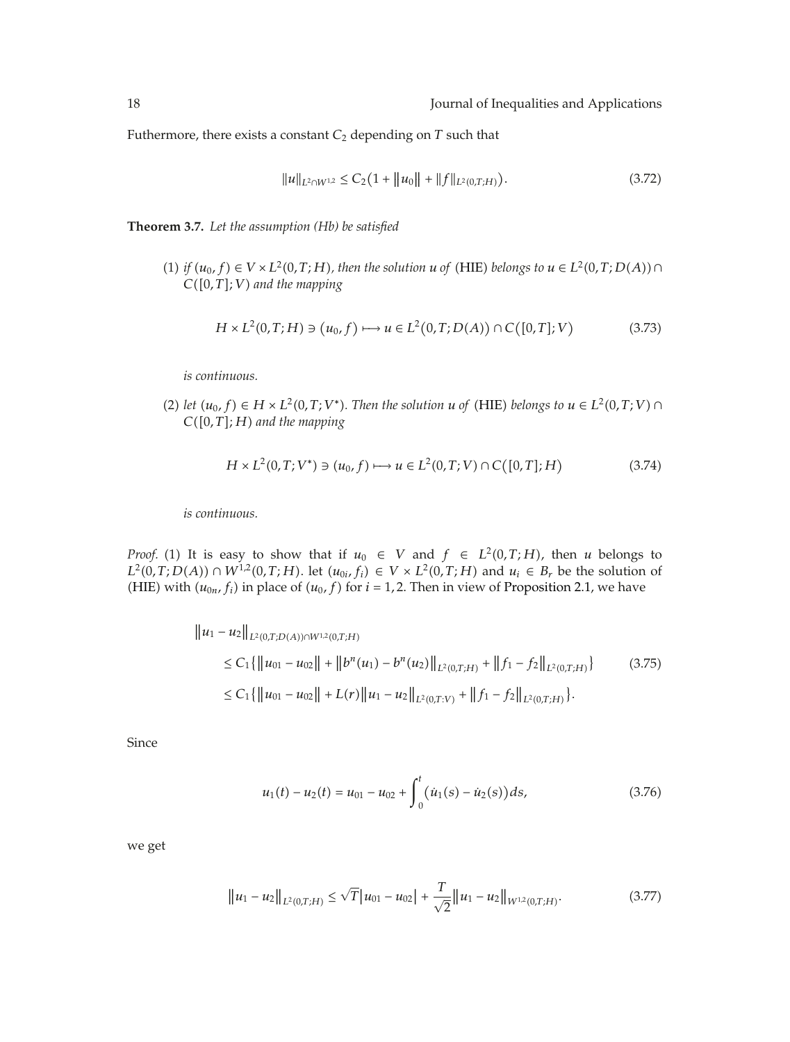Futhermore, there exists a constant $C_2$ depending on $T$ such that

$$\|u\|_{L^2\cap W^{1,2}} \leq C_2\left(1 + \|u_0\| + \|f\|_{L^2(0,T;H)}\right). \tag{3.72}$$

**Theorem 3.7.** *Let the assumption (Hb) be satisfied*

(1) *if $(u_0, f) \in V \times L^2(0,T;H)$, then the solution $u$ of* (HIE) *belongs to $u \in L^2(0,T;D(A)) \cap C([0,T];V)$ and the mapping*

$$H \times L^2(0,T;H) \ni (u_0, f) \longmapsto u \in L^2(0,T;D(A)) \cap C([0,T];V) \tag{3.73}$$

*is continuous.*

(2) *let $(u_0, f) \in H \times L^2(0,T;V^*)$. Then the solution $u$ of* (HIE) *belongs to $u \in L^2(0,T;V) \cap C([0,T];H)$ and the mapping*

$$H \times L^2(0,T;V^*) \ni (u_0, f) \longmapsto u \in L^2(0,T;V) \cap C([0,T];H) \tag{3.74}$$

*is continuous.*

*Proof.* (1) It is easy to show that if $u_0 \in V$ and $f \in L^2(0,T;H)$, then $u$ belongs to $L^2(0,T;D(A)) \cap W^{1,2}(0,T;H)$. let $(u_{0i}, f_i) \in V \times L^2(0,T;H)$ and $u_i \in B_r$ be the solution of (HIE) with $(u_{0n}, f_i)$ in place of $(u_0, f)$ for $i = 1, 2$. Then in view of Proposition 2.1, we have

$$\begin{aligned}
&\|u_1 - u_2\|_{L^2(0,T;D(A))\cap W^{1,2}(0,T;H)} \\
&\quad\leq C_1\left\{\|u_{01} - u_{02}\| + \|b^n(u_1) - b^n(u_2)\|_{L^2(0,T;H)} + \|f_1 - f_2\|_{L^2(0,T;H)}\right\} \\
&\quad\leq C_1\left\{\|u_{01} - u_{02}\| + L(r)\|u_1 - u_2\|_{L^2(0,T:V)} + \|f_1 - f_2\|_{L^2(0,T;H)}\right\}.
\end{aligned} \tag{3.75}$$

Since

$$u_1(t) - u_2(t) = u_{01} - u_{02} + \int_0^t (\dot{u}_1(s) - \dot{u}_2(s))ds, \tag{3.76}$$

we get

$$\|u_1 - u_2\|_{L^2(0,T;H)} \leq \sqrt{T}|u_{01} - u_{02}| + \frac{T}{\sqrt{2}}\|u_1 - u_2\|_{W^{1,2}(0,T;H)}. \tag{3.77}$$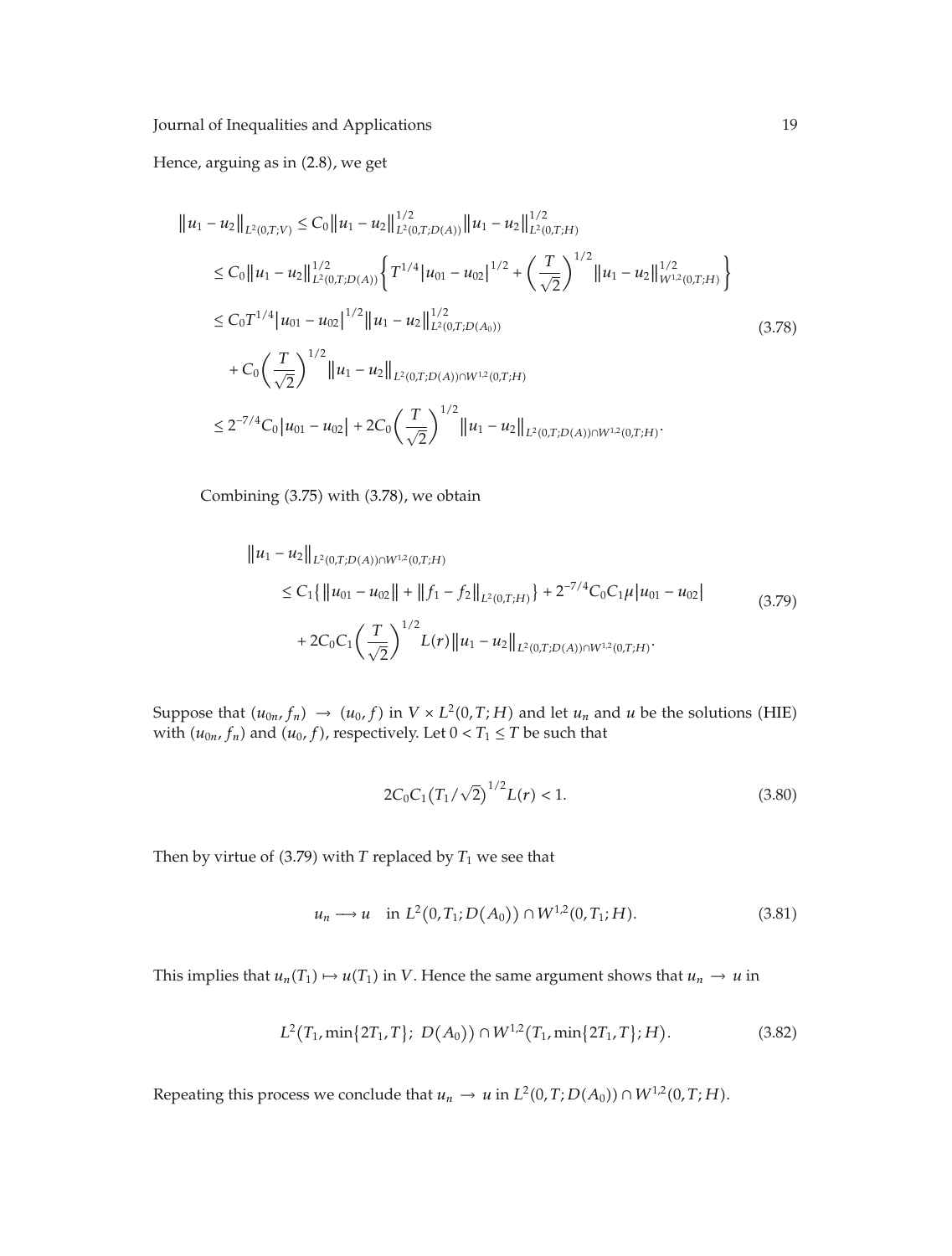Hence, arguing as in (2.8), we get

$$
\begin{aligned}
\|u_1 - u_2\|_{L^2(0,T;V)} &\le C_0 \|u_1 - u_2\|_{L^2(0,T;D(A))}^{1/2} \|u_1 - u_2\|_{L^2(0,T;H)}^{1/2} \\
&\le C_0 \|u_1 - u_2\|_{L^2(0,T;D(A))}^{1/2} \left\{ T^{1/4} |u_{01} - u_{02}|^{1/2} + \left( \frac{T}{\sqrt{2}} \right)^{1/2} \|u_1 - u_2\|_{W^{1,2}(0,T;H)}^{1/2} \right\} \\
&\le C_0 T^{1/4} |u_{01} - u_{02}|^{1/2} \|u_1 - u_2\|_{L^2(0,T;D(A_0))}^{1/2} \\
&\quad + C_0 \left( \frac{T}{\sqrt{2}} \right)^{1/2} \|u_1 - u_2\|_{L^2(0,T;D(A)) \cap W^{1,2}(0,T;H)} \\
&\le 2^{-7/4} C_0 |u_{01} - u_{02}| + 2C_0 \left( \frac{T}{\sqrt{2}} \right)^{1/2} \|u_1 - u_2\|_{L^2(0,T;D(A)) \cap W^{1,2}(0,T;H)}.
\end{aligned}
\tag{3.78}
$$

Combining (3.75) with (3.78), we obtain

$$
\begin{aligned}
&\|u_1 - u_2\|_{L^2(0,T;D(A)) \cap W^{1,2}(0,T;H)} \\
&\quad \le C_1 \{ \|u_{01} - u_{02}\| + \|f_1 - f_2\|_{L^2(0,T;H)} \} + 2^{-7/4} C_0 C_1 \mu |u_{01} - u_{02}| \\
&\qquad + 2C_0 C_1 \left( \frac{T}{\sqrt{2}} \right)^{1/2} L(r) \|u_1 - u_2\|_{L^2(0,T;D(A)) \cap W^{1,2}(0,T;H)}.
\end{aligned}
\tag{3.79}
$$

Suppose that $(u_{0n}, f_n) \to (u_0, f)$ in $V \times L^2(0,T;H)$ and let $u_n$ and $u$ be the solutions (HIE) with $(u_{0n}, f_n)$ and $(u_0, f)$, respectively. Let $0 < T_1 \le T$ be such that

$$
2C_0 C_1 \left( T_1 / \sqrt{2} \right)^{1/2} L(r) < 1. \tag{3.80}
$$

Then by virtue of (3.79) with $T$ replaced by $T_1$ we see that

$$
u_n \longrightarrow u \quad \text{in } L^2(0, T_1; D(A_0)) \cap W^{1,2}(0, T_1; H). \tag{3.81}
$$

This implies that $u_n(T_1) \mapsto u(T_1)$ in $V$. Hence the same argument shows that $u_n \to u$ in

$$
L^2(T_1, \min\{2T_1, T\};\ D(A_0)) \cap W^{1,2}(T_1, \min\{2T_1, T\}; H). \tag{3.82}
$$

Repeating this process we conclude that $u_n \to u$ in $L^2(0,T; D(A_0)) \cap W^{1,2}(0,T;H)$.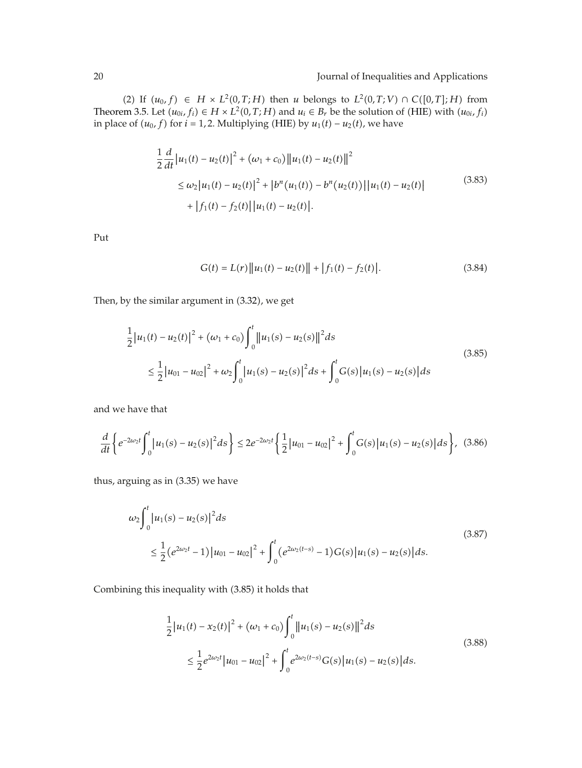(2) If $(u_0, f) \in H \times L^2(0,T;H)$ then $u$ belongs to $L^2(0,T;V) \cap C([0,T];H)$ from Theorem 3.5. Let $(u_{0i}, f_i) \in H \times L^2(0,T;H)$ and $u_i \in B_r$ be the solution of (HIE) with $(u_{0i}, f_i)$ in place of $(u_0, f)$ for $i = 1, 2$. Multiplying (HIE) by $u_1(t) - u_2(t)$, we have

$$\begin{aligned} \frac{1}{2}\frac{d}{dt}\left|u_1(t) - u_2(t)\right|^2 + (\omega_1 + c_0)\left\|u_1(t) - u_2(t)\right\|^2 &\\ \le \omega_2\left|u_1(t) - u_2(t)\right|^2 + \left|b^n(u_1(t)) - b^n(u_2(t))\right|\left|u_1(t) - u_2(t)\right| &\\ + \left|f_1(t) - f_2(t)\right|\left|u_1(t) - u_2(t)\right|. & \end{aligned} \tag{3.83}$$

Put

$$G(t) = L(r)\left\|u_1(t) - u_2(t)\right\| + \left|f_1(t) - f_2(t)\right|. \tag{3.84}$$

Then, by the similar argument in (3.32), we get

$$\begin{aligned} &\frac{1}{2}\left|u_1(t) - u_2(t)\right|^2 + (\omega_1 + c_0)\int_0^t \left\|u_1(s) - u_2(s)\right\|^2 ds \\ &\quad \le \frac{1}{2}\left|u_{01} - u_{02}\right|^2 + \omega_2\int_0^t \left|u_1(s) - u_2(s)\right|^2 ds + \int_0^t G(s)\left|u_1(s) - u_2(s)\right| ds \end{aligned} \tag{3.85}$$

and we have that

$$\frac{d}{dt}\left\{e^{-2\omega_2 t}\int_0^t \left|u_1(s) - u_2(s)\right|^2 ds\right\} \le 2e^{-2\omega_2 t}\left\{\frac{1}{2}\left|u_{01} - u_{02}\right|^2 + \int_0^t G(s)\left|u_1(s) - u_2(s)\right| ds\right\}, \tag{3.86}$$

thus, arguing as in (3.35) we have

$$\begin{aligned} &\omega_2\int_0^t \left|u_1(s) - u_2(s)\right|^2 ds \\ &\quad \le \frac{1}{2}\left(e^{2\omega_2 t} - 1\right)\left|u_{01} - u_{02}\right|^2 + \int_0^t \left(e^{2\omega_2 (t-s)} - 1\right) G(s)\left|u_1(s) - u_2(s)\right| ds. \end{aligned} \tag{3.87}$$

Combining this inequality with (3.85) it holds that

$$\begin{aligned} &\frac{1}{2}\left|u_1(t) - x_2(t)\right|^2 + (\omega_1 + c_0)\int_0^t \left\|u_1(s) - u_2(s)\right\|^2 ds \\ &\quad \le \frac{1}{2}e^{2\omega_2 t}\left|u_{01} - u_{02}\right|^2 + \int_0^t e^{2\omega_2 (t-s)} G(s)\left|u_1(s) - u_2(s)\right| ds. \end{aligned} \tag{3.88}$$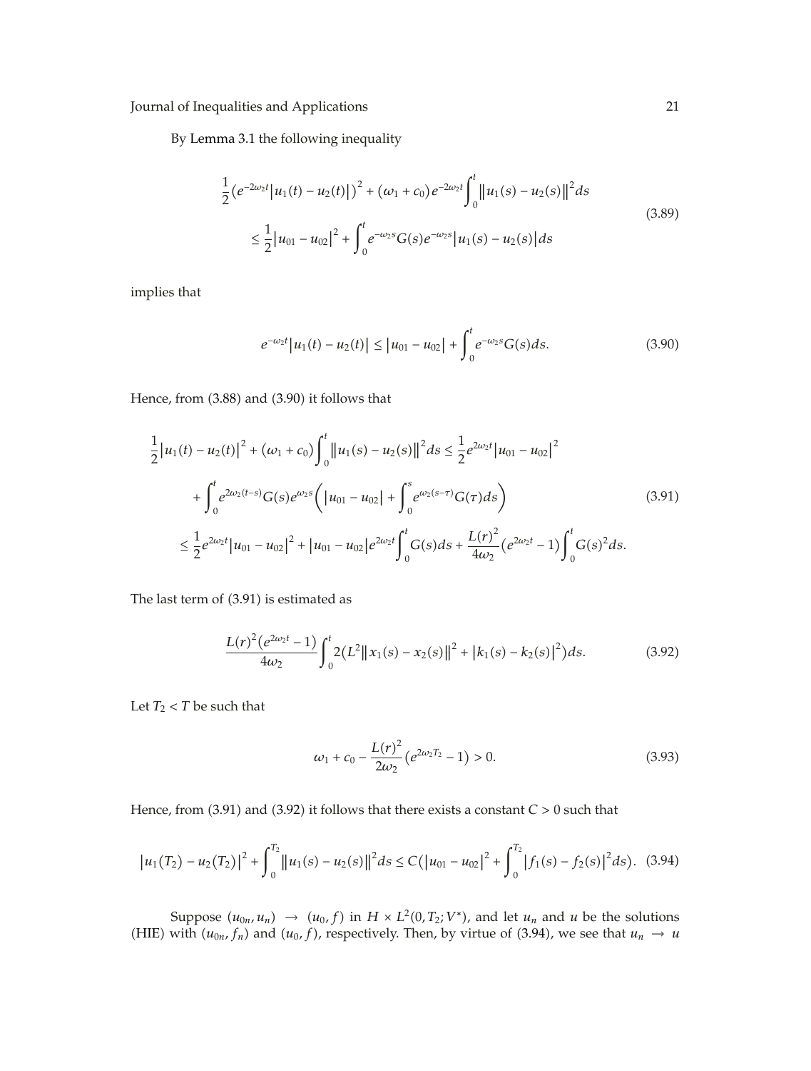By Lemma 3.1 the following inequality

$$
\begin{aligned}
&\frac{1}{2}\left(e^{-2\omega_2 t}\left|u_1(t)-u_2(t)\right|\right)^2+\left(\omega_1+c_0\right)e^{-2\omega_2 t}\int_0^t\left\|u_1(s)-u_2(s)\right\|^2 ds \\
&\quad\leq \frac{1}{2}\left|u_{01}-u_{02}\right|^2+\int_0^t e^{-\omega_2 s}G(s)e^{-\omega_2 s}\left|u_1(s)-u_2(s)\right|ds
\end{aligned}
\tag{3.89}
$$

implies that

$$
e^{-\omega_2 t}\left|u_1(t)-u_2(t)\right|\leq\left|u_{01}-u_{02}\right|+\int_0^t e^{-\omega_2 s}G(s)ds. \tag{3.90}
$$

Hence, from (3.88) and (3.90) it follows that

$$
\begin{aligned}
\frac{1}{2}\left|u_1(t)-u_2(t)\right|^2&+\left(\omega_1+c_0\right)\int_0^t\left\|u_1(s)-u_2(s)\right\|^2 ds\leq\frac{1}{2}e^{2\omega_2 t}\left|u_{01}-u_{02}\right|^2 \\
&+\int_0^t e^{2\omega_2(t-s)}G(s)e^{\omega_2 s}\left(\left|u_{01}-u_{02}\right|+\int_0^s e^{\omega_2(s-\tau)}G(\tau)ds\right) \\
\leq\frac{1}{2}e^{2\omega_2 t}\left|u_{01}-u_{02}\right|^2&+\left|u_{01}-u_{02}\right|e^{2\omega_2 t}\int_0^t G(s)ds+\frac{L(r)^2}{4\omega_2}\left(e^{2\omega_2 t}-1\right)\int_0^t G(s)^2 ds.
\end{aligned}
\tag{3.91}
$$

The last term of (3.91) is estimated as

$$
\frac{L(r)^2\left(e^{2\omega_2 t}-1\right)}{4\omega_2}\int_0^t 2\left(L^2\left\|x_1(s)-x_2(s)\right\|^2+\left|k_1(s)-k_2(s)\right|^2\right)ds. \tag{3.92}
$$

Let $T_2<T$ be such that

$$
\omega_1+c_0-\frac{L(r)^2}{2\omega_2}\left(e^{2\omega_2 T_2}-1\right)>0. \tag{3.93}
$$

Hence, from (3.91) and (3.92) it follows that there exists a constant $C>0$ such that

$$
\left|u_1(T_2)-u_2(T_2)\right|^2+\int_0^{T_2}\left\|u_1(s)-u_2(s)\right\|^2 ds\leq C\left(\left|u_{01}-u_{02}\right|^2+\int_0^{T_2}\left|f_1(s)-f_2(s)\right|^2 ds\right). \tag{3.94}
$$

Suppose $(u_{0n},u_n)\to(u_0,f)$ in $H\times L^2(0,T_2;V^*)$, and let $u_n$ and $u$ be the solutions (HIE) with $(u_{0n},f_n)$ and $(u_0,f)$, respectively. Then, by virtue of (3.94), we see that $u_n\to u$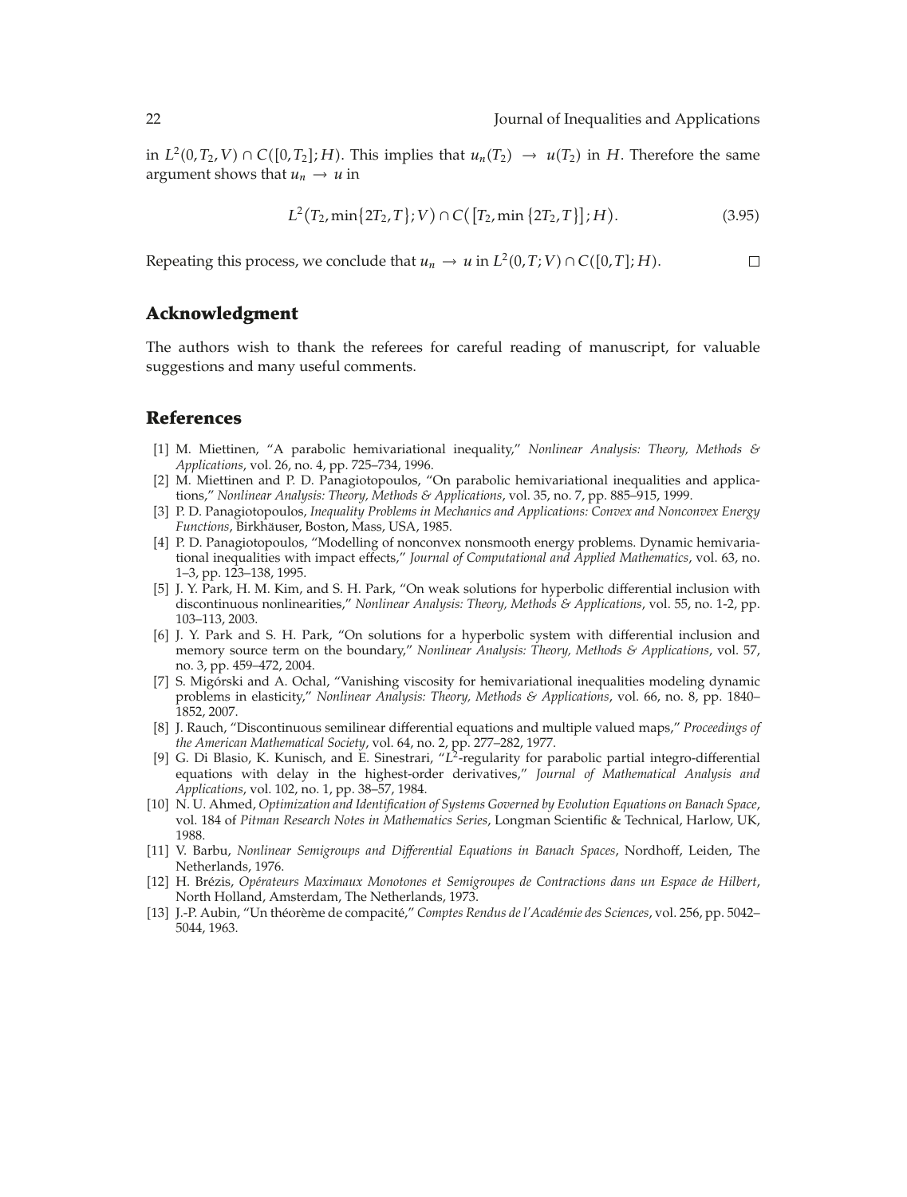in $L^2(0, T_2, V) \cap C([0, T_2]; H)$. This implies that $u_n(T_2) \to u(T_2)$ in $H$. Therefore the same argument shows that $u_n \to u$ in

$$L^2(T_2, \min\{2T_2, T\}; V) \cap C([T_2, \min\{2T_2, T\}]; H). \tag{3.95}$$

Repeating this process, we conclude that $u_n \to u$ in $L^2(0, T; V) \cap C([0, T]; H)$. □

## Acknowledgment

The authors wish to thank the referees for careful reading of manuscript, for valuable suggestions and many useful comments.

## References

[1] M. Miettinen, "A parabolic hemivariational inequality," *Nonlinear Analysis: Theory, Methods & Applications*, vol. 26, no. 4, pp. 725–734, 1996.

[2] M. Miettinen and P. D. Panagiotopoulos, "On parabolic hemivariational inequalities and applications," *Nonlinear Analysis: Theory, Methods & Applications*, vol. 35, no. 7, pp. 885–915, 1999.

[3] P. D. Panagiotopoulos, *Inequality Problems in Mechanics and Applications: Convex and Nonconvex Energy Functions*, Birkhäuser, Boston, Mass, USA, 1985.

[4] P. D. Panagiotopoulos, "Modelling of nonconvex nonsmooth energy problems. Dynamic hemivariational inequalities with impact effects," *Journal of Computational and Applied Mathematics*, vol. 63, no. 1–3, pp. 123–138, 1995.

[5] J. Y. Park, H. M. Kim, and S. H. Park, "On weak solutions for hyperbolic differential inclusion with discontinuous nonlinearities," *Nonlinear Analysis: Theory, Methods & Applications*, vol. 55, no. 1-2, pp. 103–113, 2003.

[6] J. Y. Park and S. H. Park, "On solutions for a hyperbolic system with differential inclusion and memory source term on the boundary," *Nonlinear Analysis: Theory, Methods & Applications*, vol. 57, no. 3, pp. 459–472, 2004.

[7] S. Migórski and A. Ochal, "Vanishing viscosity for hemivariational inequalities modeling dynamic problems in elasticity," *Nonlinear Analysis: Theory, Methods & Applications*, vol. 66, no. 8, pp. 1840–1852, 2007.

[8] J. Rauch, "Discontinuous semilinear differential equations and multiple valued maps," *Proceedings of the American Mathematical Society*, vol. 64, no. 2, pp. 277–282, 1977.

[9] G. Di Blasio, K. Kunisch, and E. Sinestrari, "$L^2$-regularity for parabolic partial integro-differential equations with delay in the highest-order derivatives," *Journal of Mathematical Analysis and Applications*, vol. 102, no. 1, pp. 38–57, 1984.

[10] N. U. Ahmed, *Optimization and Identification of Systems Governed by Evolution Equations on Banach Space*, vol. 184 of *Pitman Research Notes in Mathematics Series*, Longman Scientific & Technical, Harlow, UK, 1988.

[11] V. Barbu, *Nonlinear Semigroups and Differential Equations in Banach Spaces*, Nordhoff, Leiden, The Netherlands, 1976.

[12] H. Brézis, *Opérateurs Maximaux Monotones et Semigroupes de Contractions dans un Espace de Hilbert*, North Holland, Amsterdam, The Netherlands, 1973.

[13] J.-P. Aubin, "Un théorème de compacité," *Comptes Rendus de l'Académie des Sciences*, vol. 256, pp. 5042–5044, 1963.